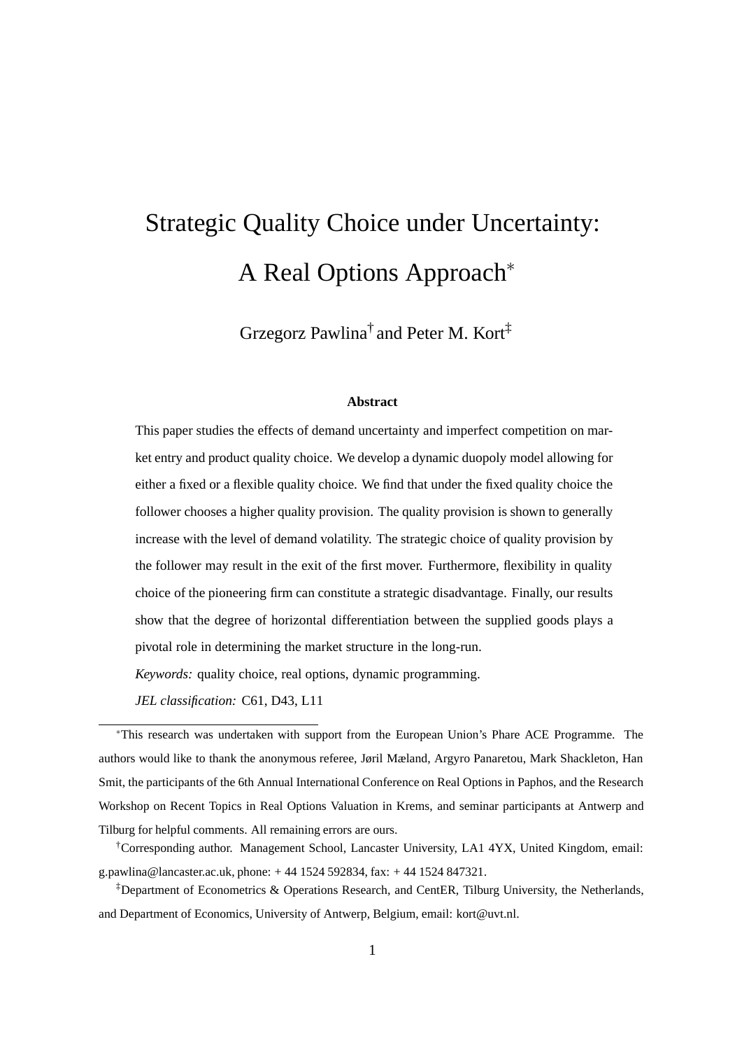# Strategic Quality Choice under Uncertainty: A Real Options Approach*

Grzegorz Pawlina† and Peter M. Kort‡

**Abstract**

This paper studies the effects of demand uncertainty and imperfect competition on market entry and product quality choice. We develop a dynamic duopoly model allowing for either a fixed or a flexible quality choice. We find that under the fixed quality choice the follower chooses a higher quality provision. The quality provision is shown to generally increase with the level of demand volatility. The strategic choice of quality provision by the follower may result in the exit of the first mover. Furthermore, flexibility in quality choice of the pioneering firm can constitute a strategic disadvantage. Finally, our results show that the degree of horizontal differentiation between the supplied goods plays a pivotal role in determining the market structure in the long-run.

*Keywords:* quality choice, real options, dynamic programming.

*JEL classification:* C61, D43, L11

---

*This research was undertaken with support from the European Union's Phare ACE Programme. The authors would like to thank the anonymous referee, Jøril Mæland, Argyro Panaretou, Mark Shackleton, Han Smit, the participants of the 6th Annual International Conference on Real Options in Paphos, and the Research Workshop on Recent Topics in Real Options Valuation in Krems, and seminar participants at Antwerp and Tilburg for helpful comments. All remaining errors are ours.

†Corresponding author. Management School, Lancaster University, LA1 4YX, United Kingdom, email: g.pawlina@lancaster.ac.uk, phone: + 44 1524 592834, fax: + 44 1524 847321.

‡Department of Econometrics & Operations Research, and CentER, Tilburg University, the Netherlands, and Department of Economics, University of Antwerp, Belgium, email: kort@uvt.nl.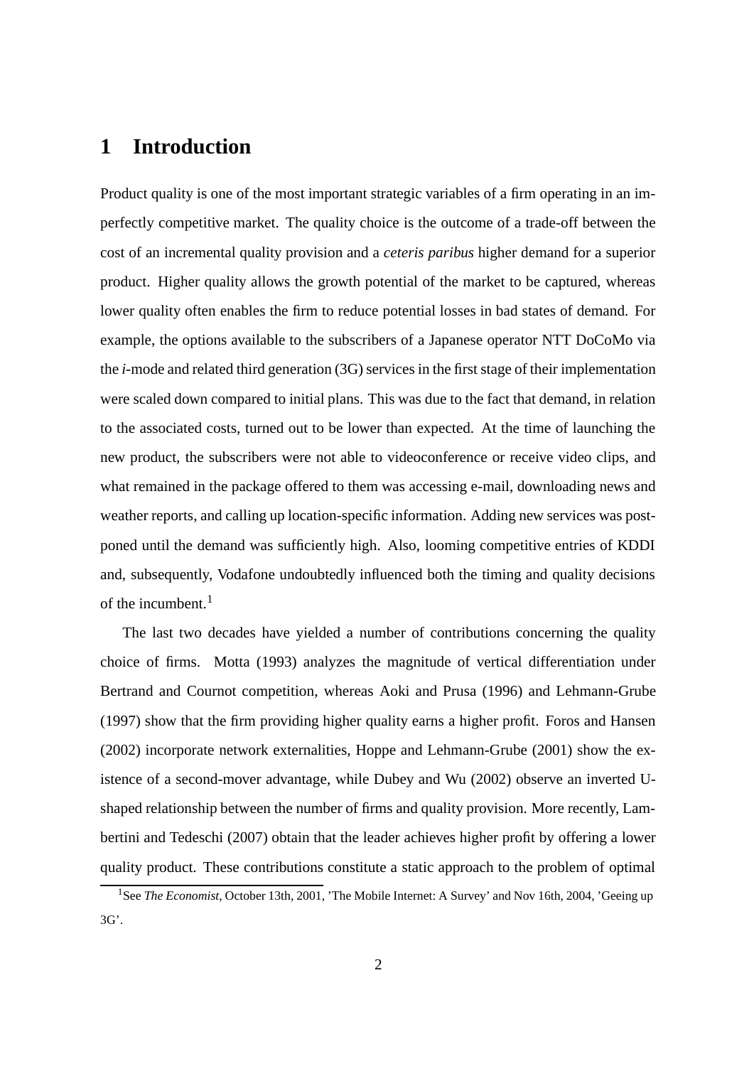# 1 Introduction

Product quality is one of the most important strategic variables of a firm operating in an imperfectly competitive market. The quality choice is the outcome of a trade-off between the cost of an incremental quality provision and a *ceteris paribus* higher demand for a superior product. Higher quality allows the growth potential of the market to be captured, whereas lower quality often enables the firm to reduce potential losses in bad states of demand. For example, the options available to the subscribers of a Japanese operator NTT DoCoMo via the *i*-mode and related third generation (3G) services in the first stage of their implementation were scaled down compared to initial plans. This was due to the fact that demand, in relation to the associated costs, turned out to be lower than expected. At the time of launching the new product, the subscribers were not able to videoconference or receive video clips, and what remained in the package offered to them was accessing e-mail, downloading news and weather reports, and calling up location-specific information. Adding new services was postponed until the demand was sufficiently high. Also, looming competitive entries of KDDI and, subsequently, Vodafone undoubtedly influenced both the timing and quality decisions of the incumbent.[1]

The last two decades have yielded a number of contributions concerning the quality choice of firms. Motta (1993) analyzes the magnitude of vertical differentiation under Bertrand and Cournot competition, whereas Aoki and Prusa (1996) and Lehmann-Grube (1997) show that the firm providing higher quality earns a higher profit. Foros and Hansen (2002) incorporate network externalities, Hoppe and Lehmann-Grube (2001) show the existence of a second-mover advantage, while Dubey and Wu (2002) observe an inverted U-shaped relationship between the number of firms and quality provision. More recently, Lambertini and Tedeschi (2007) obtain that the leader achieves higher profit by offering a lower quality product. These contributions constitute a static approach to the problem of optimal

[1] See *The Economist*, October 13th, 2001, 'The Mobile Internet: A Survey' and Nov 16th, 2004, 'Geeing up 3G'.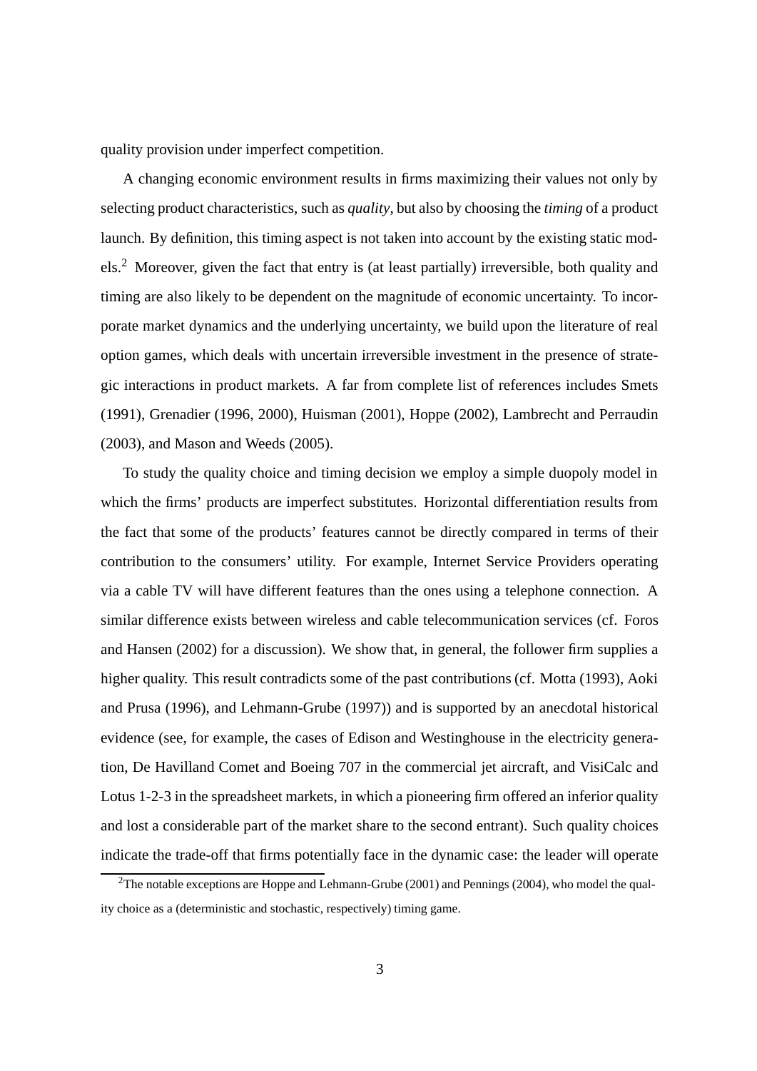quality provision under imperfect competition.

A changing economic environment results in firms maximizing their values not only by selecting product characteristics, such as *quality*, but also by choosing the *timing* of a product launch. By definition, this timing aspect is not taken into account by the existing static models.[2] Moreover, given the fact that entry is (at least partially) irreversible, both quality and timing are also likely to be dependent on the magnitude of economic uncertainty. To incorporate market dynamics and the underlying uncertainty, we build upon the literature of real option games, which deals with uncertain irreversible investment in the presence of strategic interactions in product markets. A far from complete list of references includes Smets (1991), Grenadier (1996, 2000), Huisman (2001), Hoppe (2002), Lambrecht and Perraudin (2003), and Mason and Weeds (2005).

To study the quality choice and timing decision we employ a simple duopoly model in which the firms' products are imperfect substitutes. Horizontal differentiation results from the fact that some of the products' features cannot be directly compared in terms of their contribution to the consumers' utility. For example, Internet Service Providers operating via a cable TV will have different features than the ones using a telephone connection. A similar difference exists between wireless and cable telecommunication services (cf. Foros and Hansen (2002) for a discussion). We show that, in general, the follower firm supplies a higher quality. This result contradicts some of the past contributions (cf. Motta (1993), Aoki and Prusa (1996), and Lehmann-Grube (1997)) and is supported by an anecdotal historical evidence (see, for example, the cases of Edison and Westinghouse in the electricity generation, De Havilland Comet and Boeing 707 in the commercial jet aircraft, and VisiCalc and Lotus 1-2-3 in the spreadsheet markets, in which a pioneering firm offered an inferior quality and lost a considerable part of the market share to the second entrant). Such quality choices indicate the trade-off that firms potentially face in the dynamic case: the leader will operate

[2] The notable exceptions are Hoppe and Lehmann-Grube (2001) and Pennings (2004), who model the quality choice as a (deterministic and stochastic, respectively) timing game.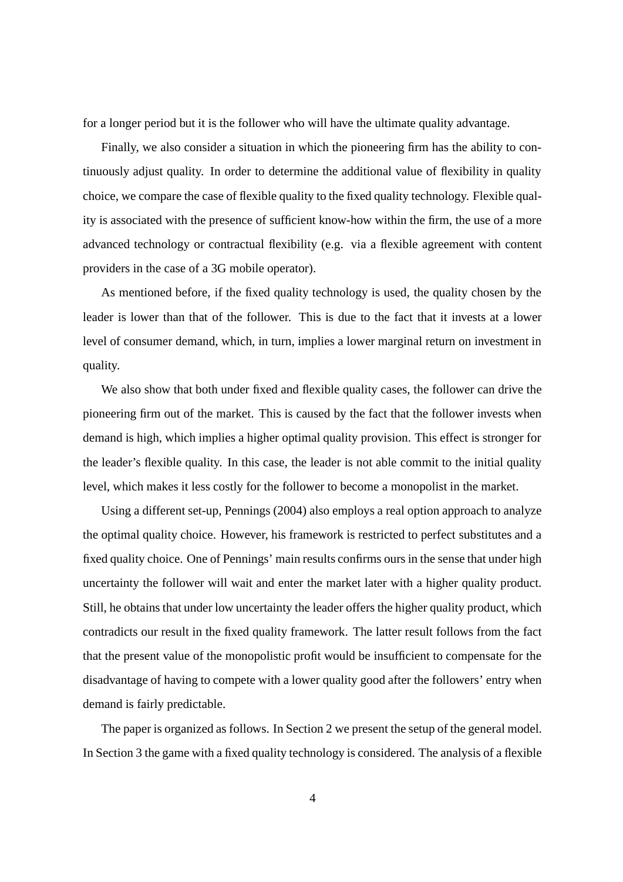for a longer period but it is the follower who will have the ultimate quality advantage.

Finally, we also consider a situation in which the pioneering firm has the ability to continuously adjust quality. In order to determine the additional value of flexibility in quality choice, we compare the case of flexible quality to the fixed quality technology. Flexible quality is associated with the presence of sufficient know-how within the firm, the use of a more advanced technology or contractual flexibility (e.g. via a flexible agreement with content providers in the case of a 3G mobile operator).

As mentioned before, if the fixed quality technology is used, the quality chosen by the leader is lower than that of the follower. This is due to the fact that it invests at a lower level of consumer demand, which, in turn, implies a lower marginal return on investment in quality.

We also show that both under fixed and flexible quality cases, the follower can drive the pioneering firm out of the market. This is caused by the fact that the follower invests when demand is high, which implies a higher optimal quality provision. This effect is stronger for the leader's flexible quality. In this case, the leader is not able commit to the initial quality level, which makes it less costly for the follower to become a monopolist in the market.

Using a different set-up, Pennings (2004) also employs a real option approach to analyze the optimal quality choice. However, his framework is restricted to perfect substitutes and a fixed quality choice. One of Pennings' main results confirms ours in the sense that under high uncertainty the follower will wait and enter the market later with a higher quality product. Still, he obtains that under low uncertainty the leader offers the higher quality product, which contradicts our result in the fixed quality framework. The latter result follows from the fact that the present value of the monopolistic profit would be insufficient to compensate for the disadvantage of having to compete with a lower quality good after the followers' entry when demand is fairly predictable.

The paper is organized as follows. In Section 2 we present the setup of the general model. In Section 3 the game with a fixed quality technology is considered. The analysis of a flexible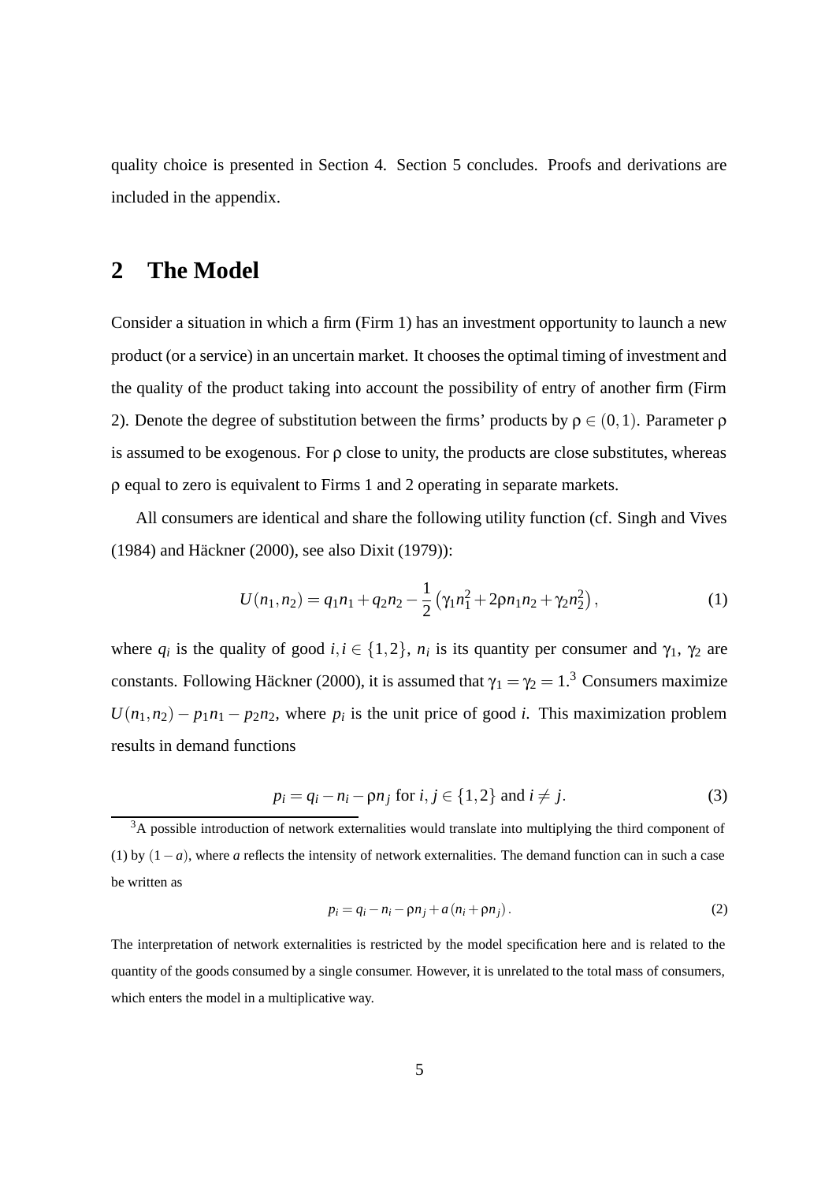quality choice is presented in Section 4. Section 5 concludes. Proofs and derivations are included in the appendix.

## 2 The Model

Consider a situation in which a firm (Firm 1) has an investment opportunity to launch a new product (or a service) in an uncertain market. It chooses the optimal timing of investment and the quality of the product taking into account the possibility of entry of another firm (Firm 2). Denote the degree of substitution between the firms' products by $\rho \in (0,1)$. Parameter $\rho$ is assumed to be exogenous. For $\rho$ close to unity, the products are close substitutes, whereas $\rho$ equal to zero is equivalent to Firms 1 and 2 operating in separate markets.

All consumers are identical and share the following utility function (cf. Singh and Vives (1984) and Häckner (2000), see also Dixit (1979)):

$$U(n_1, n_2) = q_1 n_1 + q_2 n_2 - \frac{1}{2}\left(\gamma_1 n_1^2 + 2\rho n_1 n_2 + \gamma_2 n_2^2\right), \tag{1}$$

where $q_i$ is the quality of good $i, i \in \{1,2\}$, $n_i$ is its quantity per consumer and $\gamma_1$, $\gamma_2$ are constants. Following Häckner (2000), it is assumed that $\gamma_1 = \gamma_2 = 1$.[3] Consumers maximize $U(n_1, n_2) - p_1 n_1 - p_2 n_2$, where $p_i$ is the unit price of good $i$. This maximization problem results in demand functions

$$p_i = q_i - n_i - \rho n_j \text{ for } i, j \in \{1,2\} \text{ and } i \neq j. \tag{3}$$

[3] A possible introduction of network externalities would translate into multiplying the third component of (1) by $(1-a)$, where $a$ reflects the intensity of network externalities. The demand function can in such a case be written as

$$p_i = q_i - n_i - \rho n_j + a\left(n_i + \rho n_j\right). \tag{2}$$

The interpretation of network externalities is restricted by the model specification here and is related to the quantity of the goods consumed by a single consumer. However, it is unrelated to the total mass of consumers, which enters the model in a multiplicative way.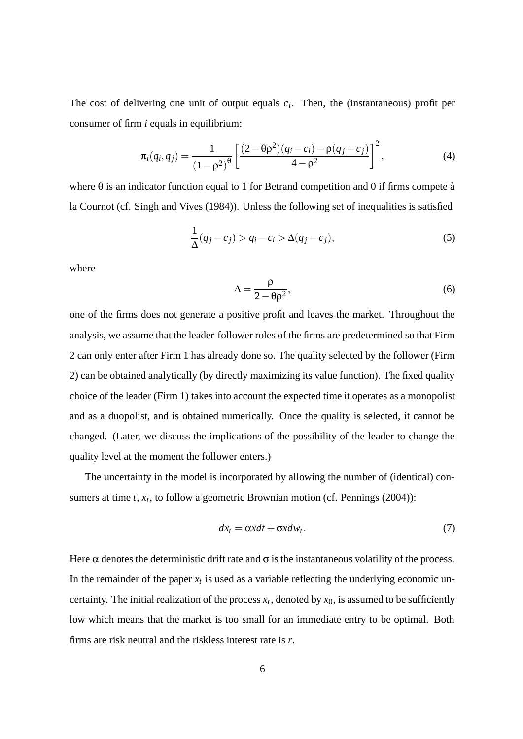The cost of delivering one unit of output equals $c_i$. Then, the (instantaneous) profit per consumer of firm $i$ equals in equilibrium:

$$\pi_i(q_i, q_j) = \frac{1}{(1-\rho^2)^{\theta}} \left[ \frac{(2-\theta\rho^2)(q_i - c_i) - \rho(q_j - c_j)}{4-\rho^2} \right]^2, \tag{4}$$

where $\theta$ is an indicator function equal to 1 for Betrand competition and 0 if firms compete à la Cournot (cf. Singh and Vives (1984)). Unless the following set of inequalities is satisfied

$$\frac{1}{\Delta}(q_j - c_j) > q_i - c_i > \Delta(q_j - c_j), \tag{5}$$

where

$$\Delta = \frac{\rho}{2-\theta\rho^2}, \tag{6}$$

one of the firms does not generate a positive profit and leaves the market. Throughout the analysis, we assume that the leader-follower roles of the firms are predetermined so that Firm 2 can only enter after Firm 1 has already done so. The quality selected by the follower (Firm 2) can be obtained analytically (by directly maximizing its value function). The fixed quality choice of the leader (Firm 1) takes into account the expected time it operates as a monopolist and as a duopolist, and is obtained numerically. Once the quality is selected, it cannot be changed. (Later, we discuss the implications of the possibility of the leader to change the quality level at the moment the follower enters.)

The uncertainty in the model is incorporated by allowing the number of (identical) consumers at time $t$, $x_t$, to follow a geometric Brownian motion (cf. Pennings (2004)):

$$dx_t = \alpha x dt + \sigma x dw_t. \tag{7}$$

Here $\alpha$ denotes the deterministic drift rate and $\sigma$ is the instantaneous volatility of the process. In the remainder of the paper $x_t$ is used as a variable reflecting the underlying economic uncertainty. The initial realization of the process $x_t$, denoted by $x_0$, is assumed to be sufficiently low which means that the market is too small for an immediate entry to be optimal. Both firms are risk neutral and the riskless interest rate is $r$.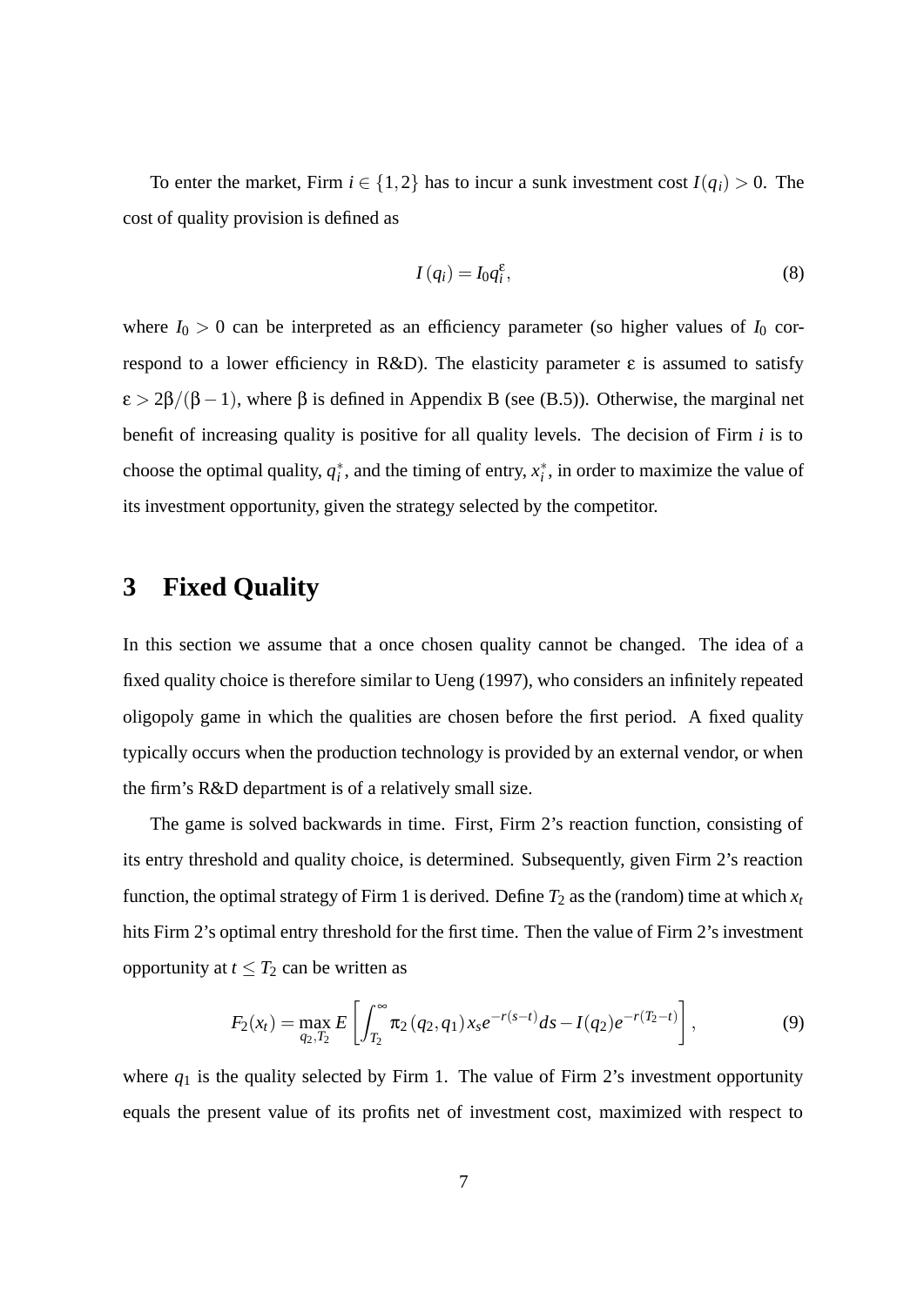To enter the market, Firm $i \in \{1,2\}$ has to incur a sunk investment cost $I(q_i) > 0$. The cost of quality provision is defined as

$$I(q_i) = I_0 q_i^{\varepsilon}, \tag{8}$$

where $I_0 > 0$ can be interpreted as an efficiency parameter (so higher values of $I_0$ correspond to a lower efficiency in R&D). The elasticity parameter $\varepsilon$ is assumed to satisfy $\varepsilon > 2\beta/(\beta - 1)$, where $\beta$ is defined in Appendix B (see (B.5)). Otherwise, the marginal net benefit of increasing quality is positive for all quality levels. The decision of Firm $i$ is to choose the optimal quality, $q_i^*$, and the timing of entry, $x_i^*$, in order to maximize the value of its investment opportunity, given the strategy selected by the competitor.

# 3 Fixed Quality

In this section we assume that a once chosen quality cannot be changed. The idea of a fixed quality choice is therefore similar to Ueng (1997), who considers an infinitely repeated oligopoly game in which the qualities are chosen before the first period. A fixed quality typically occurs when the production technology is provided by an external vendor, or when the firm's R&D department is of a relatively small size.

The game is solved backwards in time. First, Firm 2's reaction function, consisting of its entry threshold and quality choice, is determined. Subsequently, given Firm 2's reaction function, the optimal strategy of Firm 1 is derived. Define $T_2$ as the (random) time at which $x_t$ hits Firm 2's optimal entry threshold for the first time. Then the value of Firm 2's investment opportunity at $t \leq T_2$ can be written as

$$F_2(x_t) = \max_{q_2, T_2} E\left[\int_{T_2}^{\infty} \pi_2(q_2, q_1) x_s e^{-r(s-t)} ds - I(q_2) e^{-r(T_2 - t)}\right], \tag{9}$$

where $q_1$ is the quality selected by Firm 1. The value of Firm 2's investment opportunity equals the present value of its profits net of investment cost, maximized with respect to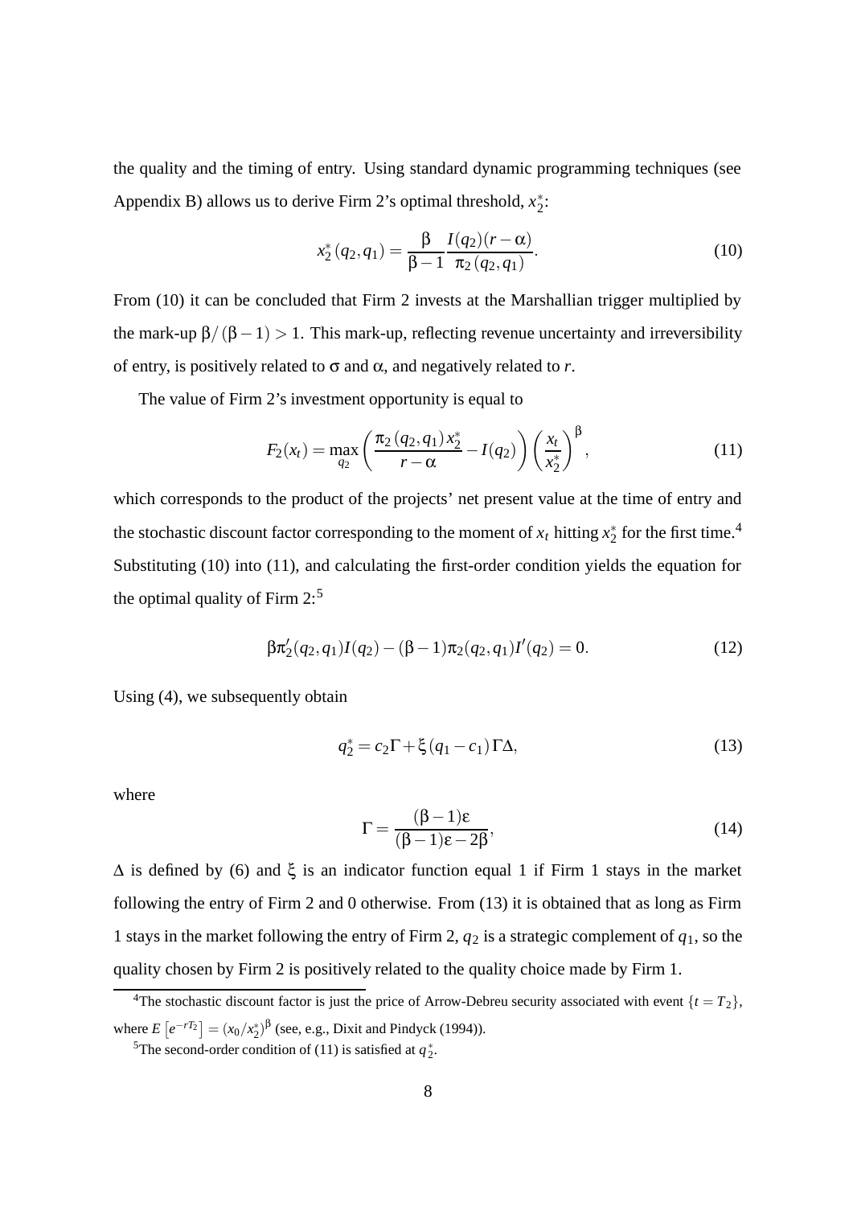the quality and the timing of entry. Using standard dynamic programming techniques (see Appendix B) allows us to derive Firm 2's optimal threshold, $x_2^*$:

$$x_2^*(q_2, q_1) = \frac{\beta}{\beta - 1} \frac{I(q_2)(r - \alpha)}{\pi_2(q_2, q_1)}. \tag{10}$$

From (10) it can be concluded that Firm 2 invests at the Marshallian trigger multiplied by the mark-up $\beta/(\beta - 1) > 1$. This mark-up, reflecting revenue uncertainty and irreversibility of entry, is positively related to $\sigma$ and $\alpha$, and negatively related to $r$.

The value of Firm 2's investment opportunity is equal to

$$F_2(x_t) = \max_{q_2} \left( \frac{\pi_2(q_2, q_1) x_2^*}{r - \alpha} - I(q_2) \right) \left( \frac{x_t}{x_2^*} \right)^{\beta}, \tag{11}$$

which corresponds to the product of the projects' net present value at the time of entry and the stochastic discount factor corresponding to the moment of $x_t$ hitting $x_2^*$ for the first time.[4] Substituting (10) into (11), and calculating the first-order condition yields the equation for the optimal quality of Firm 2:[5]

$$\beta \pi_2'(q_2, q_1) I(q_2) - (\beta - 1) \pi_2(q_2, q_1) I'(q_2) = 0. \tag{12}$$

Using (4), we subsequently obtain

$$q_2^* = c_2 \Gamma + \xi (q_1 - c_1) \Gamma \Delta, \tag{13}$$

where

$$\Gamma = \frac{(\beta - 1)\varepsilon}{(\beta - 1)\varepsilon - 2\beta}, \tag{14}$$

$\Delta$ is defined by (6) and $\xi$ is an indicator function equal 1 if Firm 1 stays in the market following the entry of Firm 2 and 0 otherwise. From (13) it is obtained that as long as Firm 1 stays in the market following the entry of Firm 2, $q_2$ is a strategic complement of $q_1$, so the quality chosen by Firm 2 is positively related to the quality choice made by Firm 1.

[4] The stochastic discount factor is just the price of Arrow-Debreu security associated with event $\{t = T_2\}$, where $E\left[e^{-rT_2}\right] = (x_0/x_2^*)^{\beta}$ (see, e.g., Dixit and Pindyck (1994)).

[5] The second-order condition of (11) is satisfied at $q_2^*$.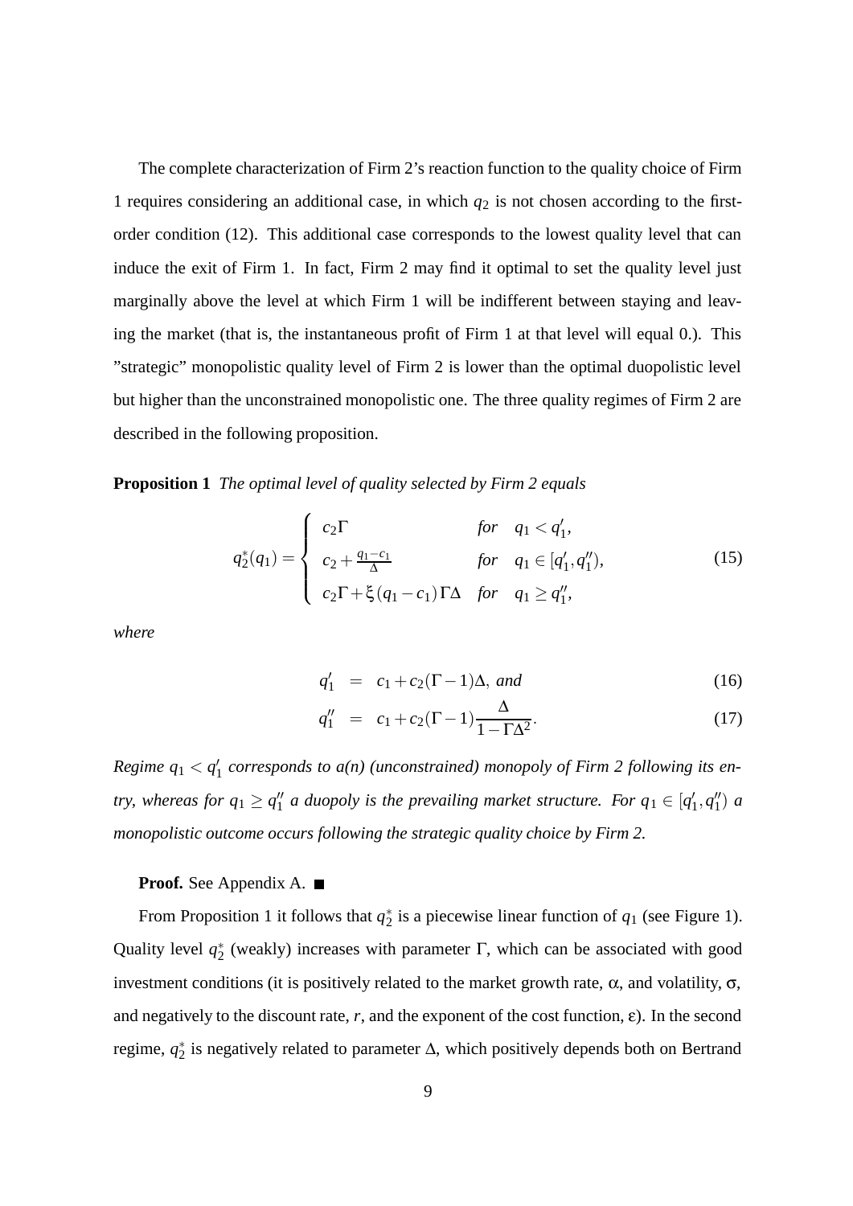The complete characterization of Firm 2's reaction function to the quality choice of Firm 1 requires considering an additional case, in which $q_2$ is not chosen according to the first-order condition (12). This additional case corresponds to the lowest quality level that can induce the exit of Firm 1. In fact, Firm 2 may find it optimal to set the quality level just marginally above the level at which Firm 1 will be indifferent between staying and leaving the market (that is, the instantaneous profit of Firm 1 at that level will equal 0.). This "strategic" monopolistic quality level of Firm 2 is lower than the optimal duopolistic level but higher than the unconstrained monopolistic one. The three quality regimes of Firm 2 are described in the following proposition.

**Proposition 1** *The optimal level of quality selected by Firm 2 equals*

$$q_2^*(q_1) = \begin{cases} c_2\Gamma & \text{for} \quad q_1 < q_1', \\ c_2 + \frac{q_1 - c_1}{\Delta} & \text{for} \quad q_1 \in [q_1', q_1''), \\ c_2\Gamma + \xi(q_1 - c_1)\Gamma\Delta & \text{for} \quad q_1 \geq q_1'', \end{cases} \tag{15}$$

*where*

$$q_1' = c_1 + c_2(\Gamma - 1)\Delta, \text{ and} \tag{16}$$

$$q_1'' = c_1 + c_2(\Gamma - 1)\frac{\Delta}{1 - \Gamma\Delta^2}. \tag{17}$$

*Regime $q_1 < q_1'$ corresponds to a(n) (unconstrained) monopoly of Firm 2 following its entry, whereas for $q_1 \geq q_1''$ a duopoly is the prevailing market structure. For $q_1 \in [q_1', q_1'')$ a monopolistic outcome occurs following the strategic quality choice by Firm 2.*

**Proof.** See Appendix A. ■

From Proposition 1 it follows that $q_2^*$ is a piecewise linear function of $q_1$ (see Figure 1). Quality level $q_2^*$ (weakly) increases with parameter $\Gamma$, which can be associated with good investment conditions (it is positively related to the market growth rate, $\alpha$, and volatility, $\sigma$, and negatively to the discount rate, $r$, and the exponent of the cost function, $\varepsilon$). In the second regime, $q_2^*$ is negatively related to parameter $\Delta$, which positively depends both on Bertrand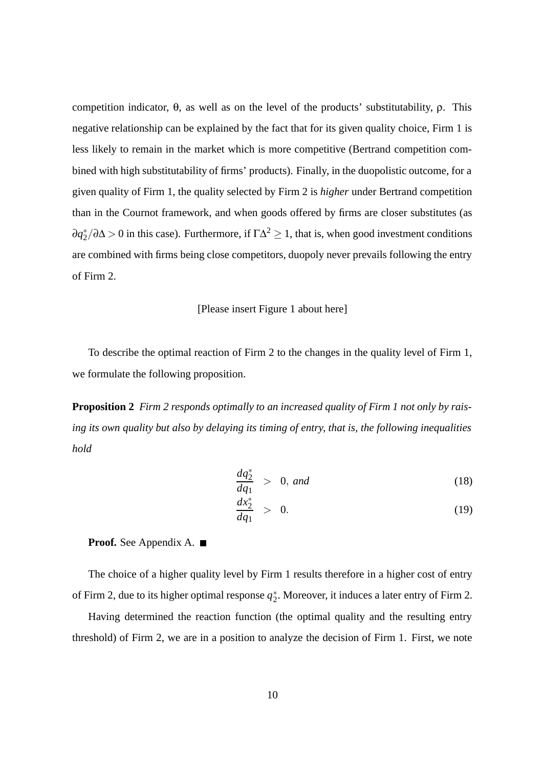competition indicator, $\theta$, as well as on the level of the products' substitutability, $\rho$. This negative relationship can be explained by the fact that for its given quality choice, Firm 1 is less likely to remain in the market which is more competitive (Bertrand competition combined with high substitutability of firms' products). Finally, in the duopolistic outcome, for a given quality of Firm 1, the quality selected by Firm 2 is *higher* under Bertrand competition than in the Cournot framework, and when goods offered by firms are closer substitutes (as $\partial q_2^*/\partial \Delta > 0$ in this case). Furthermore, if $\Gamma\Delta^2 \geq 1$, that is, when good investment conditions are combined with firms being close competitors, duopoly never prevails following the entry of Firm 2.

[Please insert Figure 1 about here]

To describe the optimal reaction of Firm 2 to the changes in the quality level of Firm 1, we formulate the following proposition.

**Proposition 2** *Firm 2 responds optimally to an increased quality of Firm 1 not only by raising its own quality but also by delaying its timing of entry, that is, the following inequalities hold*

$$\frac{dq_2^*}{dq_1} > 0, \text{ and} \tag{18}$$

$$\frac{dx_2^*}{dq_1} > 0. \tag{19}$$

**Proof.** See Appendix A. ■

The choice of a higher quality level by Firm 1 results therefore in a higher cost of entry of Firm 2, due to its higher optimal response $q_2^*$. Moreover, it induces a later entry of Firm 2.

Having determined the reaction function (the optimal quality and the resulting entry threshold) of Firm 2, we are in a position to analyze the decision of Firm 1. First, we note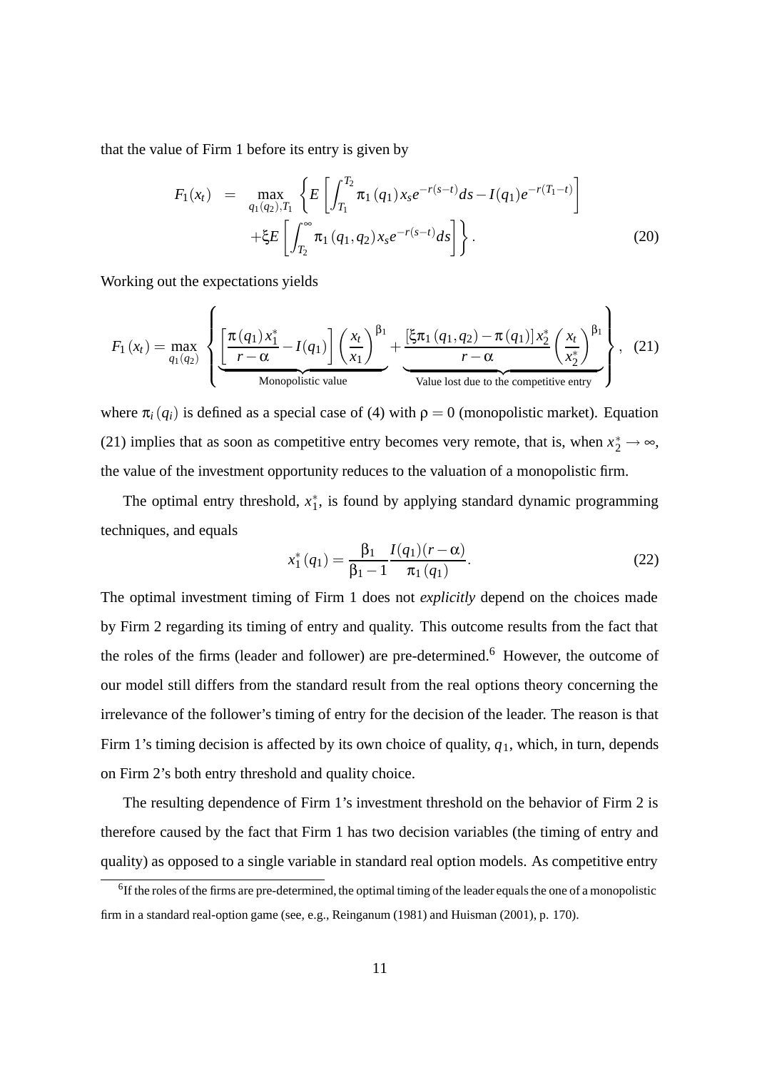that the value of Firm 1 before its entry is given by

$$
\begin{aligned}
F_1(x_t) \quad = \quad & \max_{q_1(q_2),T_1} \left\{ E\left[ \int_{T_1}^{T_2} \pi_1(q_1) x_s e^{-r(s-t)} ds - I(q_1) e^{-r(T_1-t)} \right] \right. \\
& \left. + \xi E\left[ \int_{T_2}^{\infty} \pi_1(q_1,q_2) x_s e^{-r(s-t)} ds \right] \right\}. \qquad (20)
\end{aligned}
$$

Working out the expectations yields

$$
F_1(x_t) = \max_{q_1(q_2)} \left\{ \underbrace{\left[ \frac{\pi(q_1) x_1^*}{r-\alpha} - I(q_1) \right] \left( \frac{x_t}{x_1} \right)^{\beta_1}}_{\text{Monopolistic value}} + \underbrace{\frac{[\xi \pi_1(q_1,q_2) - \pi(q_1)] x_2^*}{r-\alpha} \left( \frac{x_t}{x_2^*} \right)^{\beta_1}}_{\text{Value lost due to the competitive entry}} \right\}, \quad (21)
$$

where $\pi_i(q_i)$ is defined as a special case of (4) with $\rho = 0$ (monopolistic market). Equation (21) implies that as soon as competitive entry becomes very remote, that is, when $x_2^* \to \infty$, the value of the investment opportunity reduces to the valuation of a monopolistic firm.

The optimal entry threshold, $x_1^*$, is found by applying standard dynamic programming techniques, and equals

$$
x_1^*(q_1) = \frac{\beta_1}{\beta_1 - 1} \frac{I(q_1)(r-\alpha)}{\pi_1(q_1)}. \qquad (22)
$$

The optimal investment timing of Firm 1 does not *explicitly* depend on the choices made by Firm 2 regarding its timing of entry and quality. This outcome results from the fact that the roles of the firms (leader and follower) are pre-determined.[6] However, the outcome of our model still differs from the standard result from the real options theory concerning the irrelevance of the follower's timing of entry for the decision of the leader. The reason is that Firm 1's timing decision is affected by its own choice of quality, $q_1$, which, in turn, depends on Firm 2's both entry threshold and quality choice.

The resulting dependence of Firm 1's investment threshold on the behavior of Firm 2 is therefore caused by the fact that Firm 1 has two decision variables (the timing of entry and quality) as opposed to a single variable in standard real option models. As competitive entry

[6] If the roles of the firms are pre-determined, the optimal timing of the leader equals the one of a monopolistic firm in a standard real-option game (see, e.g., Reinganum (1981) and Huisman (2001), p. 170).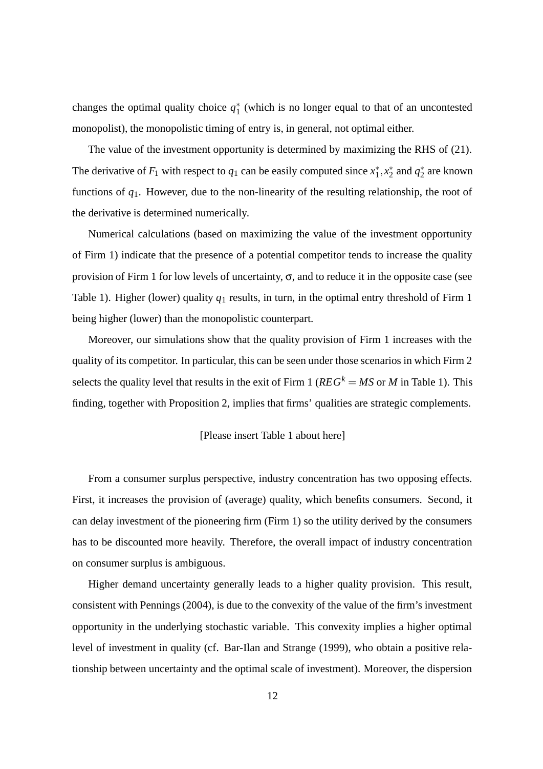changes the optimal quality choice $q_1^*$ (which is no longer equal to that of an uncontested monopolist), the monopolistic timing of entry is, in general, not optimal either.

The value of the investment opportunity is determined by maximizing the RHS of (21). The derivative of $F_1$ with respect to $q_1$ can be easily computed since $x_1^*, x_2^*$ and $q_2^*$ are known functions of $q_1$. However, due to the non-linearity of the resulting relationship, the root of the derivative is determined numerically.

Numerical calculations (based on maximizing the value of the investment opportunity of Firm 1) indicate that the presence of a potential competitor tends to increase the quality provision of Firm 1 for low levels of uncertainty, $\sigma$, and to reduce it in the opposite case (see Table 1). Higher (lower) quality $q_1$ results, in turn, in the optimal entry threshold of Firm 1 being higher (lower) than the monopolistic counterpart.

Moreover, our simulations show that the quality provision of Firm 1 increases with the quality of its competitor. In particular, this can be seen under those scenarios in which Firm 2 selects the quality level that results in the exit of Firm 1 ($REG^k = MS$ or $M$ in Table 1). This finding, together with Proposition 2, implies that firms' qualities are strategic complements.

[Please insert Table 1 about here]

From a consumer surplus perspective, industry concentration has two opposing effects. First, it increases the provision of (average) quality, which benefits consumers. Second, it can delay investment of the pioneering firm (Firm 1) so the utility derived by the consumers has to be discounted more heavily. Therefore, the overall impact of industry concentration on consumer surplus is ambiguous.

Higher demand uncertainty generally leads to a higher quality provision. This result, consistent with Pennings (2004), is due to the convexity of the value of the firm's investment opportunity in the underlying stochastic variable. This convexity implies a higher optimal level of investment in quality (cf. Bar-Ilan and Strange (1999), who obtain a positive relationship between uncertainty and the optimal scale of investment). Moreover, the dispersion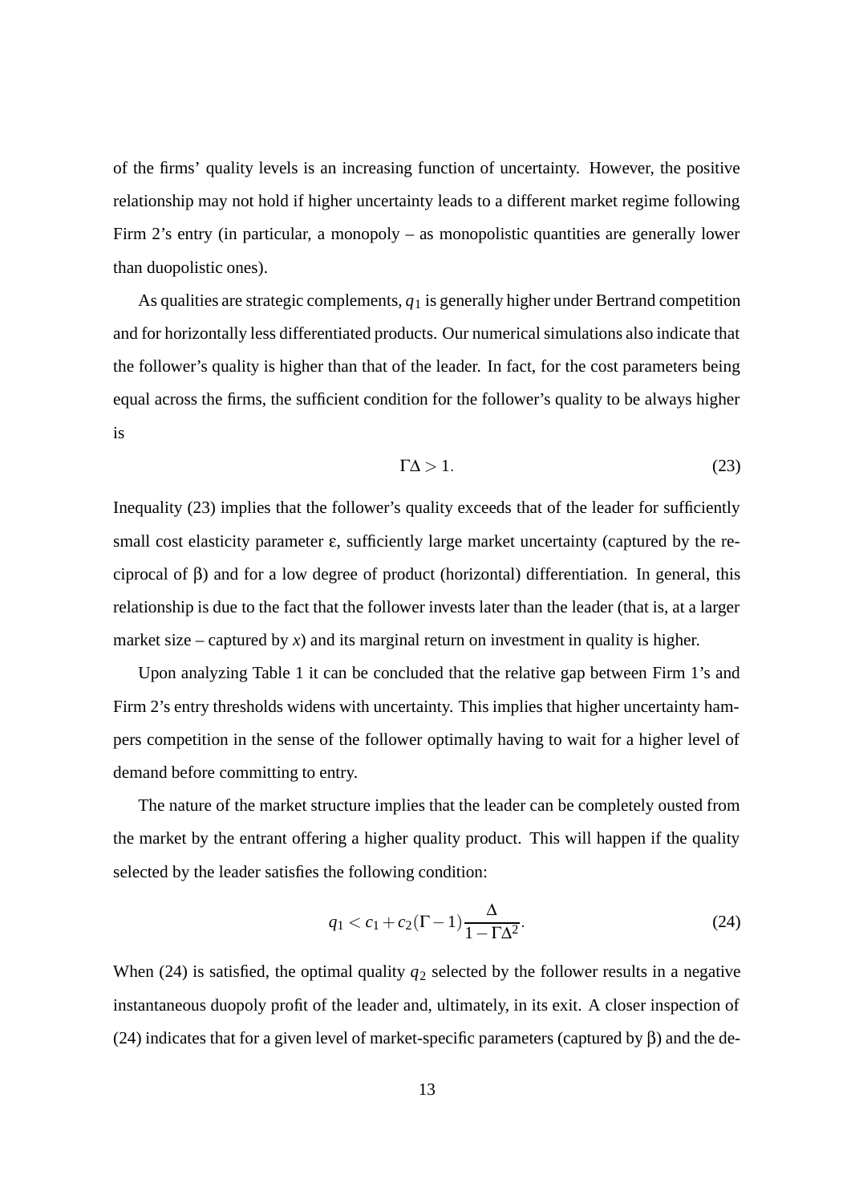of the firms' quality levels is an increasing function of uncertainty. However, the positive relationship may not hold if higher uncertainty leads to a different market regime following Firm 2's entry (in particular, a monopoly – as monopolistic quantities are generally lower than duopolistic ones).

As qualities are strategic complements, $q_1$ is generally higher under Bertrand competition and for horizontally less differentiated products. Our numerical simulations also indicate that the follower's quality is higher than that of the leader. In fact, for the cost parameters being equal across the firms, the sufficient condition for the follower's quality to be always higher is

$$\Gamma\Delta > 1. \tag{23}$$

Inequality (23) implies that the follower's quality exceeds that of the leader for sufficiently small cost elasticity parameter $\varepsilon$, sufficiently large market uncertainty (captured by the reciprocal of $\beta$) and for a low degree of product (horizontal) differentiation. In general, this relationship is due to the fact that the follower invests later than the leader (that is, at a larger market size – captured by $x$) and its marginal return on investment in quality is higher.

Upon analyzing Table 1 it can be concluded that the relative gap between Firm 1's and Firm 2's entry thresholds widens with uncertainty. This implies that higher uncertainty hampers competition in the sense of the follower optimally having to wait for a higher level of demand before committing to entry.

The nature of the market structure implies that the leader can be completely ousted from the market by the entrant offering a higher quality product. This will happen if the quality selected by the leader satisfies the following condition:

$$q_1 < c_1 + c_2(\Gamma - 1)\frac{\Delta}{1 - \Gamma\Delta^2}. \tag{24}$$

When (24) is satisfied, the optimal quality $q_2$ selected by the follower results in a negative instantaneous duopoly profit of the leader and, ultimately, in its exit. A closer inspection of (24) indicates that for a given level of market-specific parameters (captured by $\beta$) and the de-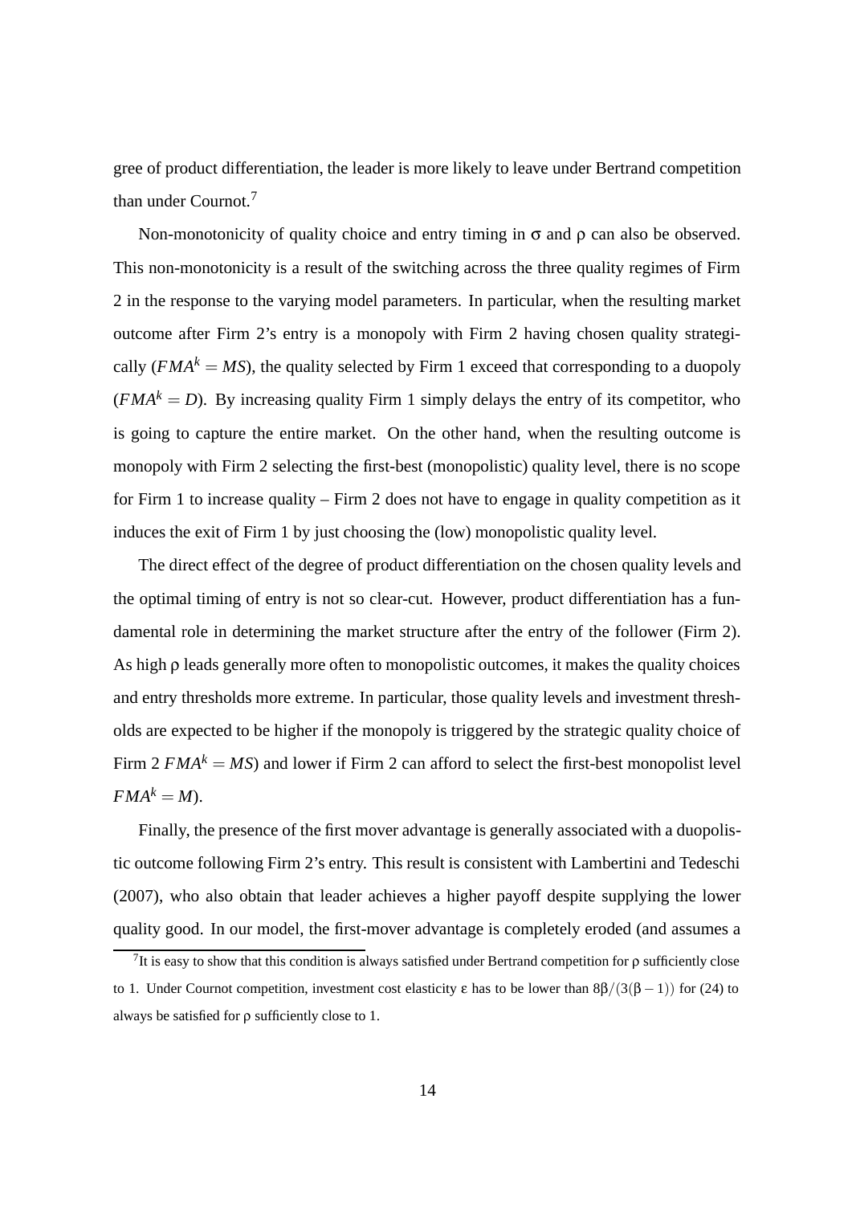gree of product differentiation, the leader is more likely to leave under Bertrand competition than under Cournot.[7]

Non-monotonicity of quality choice and entry timing in $\sigma$ and $\rho$ can also be observed. This non-monotonicity is a result of the switching across the three quality regimes of Firm 2 in the response to the varying model parameters. In particular, when the resulting market outcome after Firm 2's entry is a monopoly with Firm 2 having chosen quality strategically ($FMA^k = MS$), the quality selected by Firm 1 exceed that corresponding to a duopoly ($FMA^k = D$). By increasing quality Firm 1 simply delays the entry of its competitor, who is going to capture the entire market. On the other hand, when the resulting outcome is monopoly with Firm 2 selecting the first-best (monopolistic) quality level, there is no scope for Firm 1 to increase quality – Firm 2 does not have to engage in quality competition as it induces the exit of Firm 1 by just choosing the (low) monopolistic quality level.

The direct effect of the degree of product differentiation on the chosen quality levels and the optimal timing of entry is not so clear-cut. However, product differentiation has a fundamental role in determining the market structure after the entry of the follower (Firm 2). As high $\rho$ leads generally more often to monopolistic outcomes, it makes the quality choices and entry thresholds more extreme. In particular, those quality levels and investment thresholds are expected to be higher if the monopoly is triggered by the strategic quality choice of Firm 2 $FMA^k = MS$) and lower if Firm 2 can afford to select the first-best monopolist level $FMA^k = M$).

Finally, the presence of the first mover advantage is generally associated with a duopolistic outcome following Firm 2's entry. This result is consistent with Lambertini and Tedeschi (2007), who also obtain that leader achieves a higher payoff despite supplying the lower quality good. In our model, the first-mover advantage is completely eroded (and assumes a

[7]It is easy to show that this condition is always satisfied under Bertrand competition for $\rho$ sufficiently close to 1. Under Cournot competition, investment cost elasticity $\varepsilon$ has to be lower than $8\beta/(3(\beta-1))$ for (24) to always be satisfied for $\rho$ sufficiently close to 1.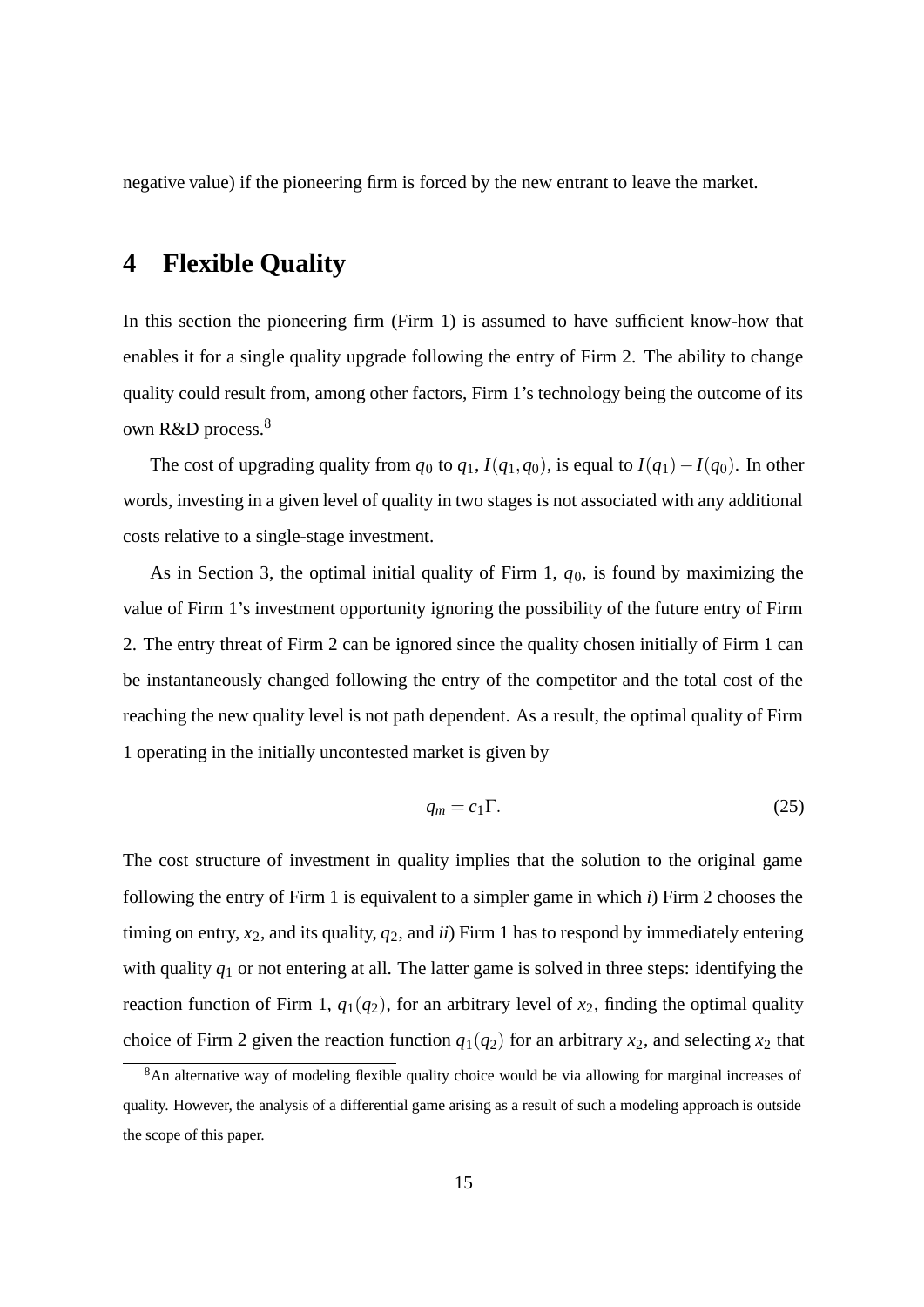negative value) if the pioneering firm is forced by the new entrant to leave the market.

# 4 Flexible Quality

In this section the pioneering firm (Firm 1) is assumed to have sufficient know-how that enables it for a single quality upgrade following the entry of Firm 2. The ability to change quality could result from, among other factors, Firm 1's technology being the outcome of its own R&D process.[8]

The cost of upgrading quality from $q_0$ to $q_1$, $I(q_1, q_0)$, is equal to $I(q_1) - I(q_0)$. In other words, investing in a given level of quality in two stages is not associated with any additional costs relative to a single-stage investment.

As in Section 3, the optimal initial quality of Firm 1, $q_0$, is found by maximizing the value of Firm 1's investment opportunity ignoring the possibility of the future entry of Firm 2. The entry threat of Firm 2 can be ignored since the quality chosen initially of Firm 1 can be instantaneously changed following the entry of the competitor and the total cost of the reaching the new quality level is not path dependent. As a result, the optimal quality of Firm 1 operating in the initially uncontested market is given by

$$q_m = c_1 \Gamma. \tag{25}$$

The cost structure of investment in quality implies that the solution to the original game following the entry of Firm 1 is equivalent to a simpler game in which *i*) Firm 2 chooses the timing on entry, $x_2$, and its quality, $q_2$, and *ii*) Firm 1 has to respond by immediately entering with quality $q_1$ or not entering at all. The latter game is solved in three steps: identifying the reaction function of Firm 1, $q_1(q_2)$, for an arbitrary level of $x_2$, finding the optimal quality choice of Firm 2 given the reaction function $q_1(q_2)$ for an arbitrary $x_2$, and selecting $x_2$ that

[8] An alternative way of modeling flexible quality choice would be via allowing for marginal increases of quality. However, the analysis of a differential game arising as a result of such a modeling approach is outside the scope of this paper.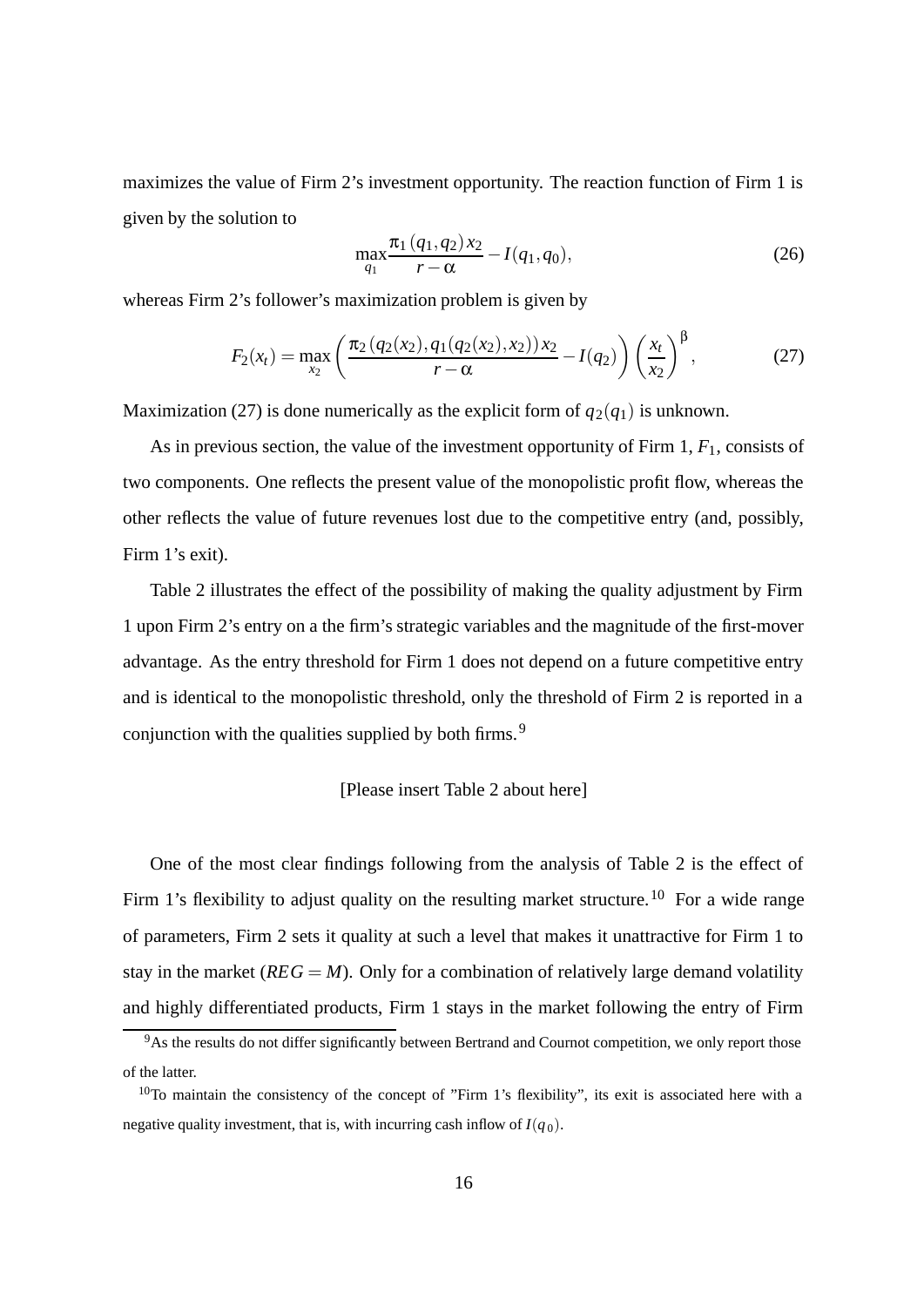maximizes the value of Firm 2's investment opportunity. The reaction function of Firm 1 is given by the solution to

$$\max_{q_1} \frac{\pi_1(q_1, q_2)\, x_2}{r - \alpha} - I(q_1, q_0), \tag{26}$$

whereas Firm 2's follower's maximization problem is given by

$$F_2(x_t) = \max_{x_2} \left( \frac{\pi_2(q_2(x_2), q_1(q_2(x_2), x_2))\, x_2}{r - \alpha} - I(q_2) \right) \left( \frac{x_t}{x_2} \right)^{\beta}, \tag{27}$$

Maximization (27) is done numerically as the explicit form of $q_2(q_1)$ is unknown.

As in previous section, the value of the investment opportunity of Firm 1, $F_1$, consists of two components. One reflects the present value of the monopolistic profit flow, whereas the other reflects the value of future revenues lost due to the competitive entry (and, possibly, Firm 1's exit).

Table 2 illustrates the effect of the possibility of making the quality adjustment by Firm 1 upon Firm 2's entry on a the firm's strategic variables and the magnitude of the first-mover advantage. As the entry threshold for Firm 1 does not depend on a future competitive entry and is identical to the monopolistic threshold, only the threshold of Firm 2 is reported in a conjunction with the qualities supplied by both firms.[9]

[Please insert Table 2 about here]

One of the most clear findings following from the analysis of Table 2 is the effect of Firm 1's flexibility to adjust quality on the resulting market structure.[10] For a wide range of parameters, Firm 2 sets it quality at such a level that makes it unattractive for Firm 1 to stay in the market ($REG = M$). Only for a combination of relatively large demand volatility and highly differentiated products, Firm 1 stays in the market following the entry of Firm

[9] As the results do not differ significantly between Bertrand and Cournot competition, we only report those of the latter.

[10] To maintain the consistency of the concept of "Firm 1's flexibility", its exit is associated here with a negative quality investment, that is, with incurring cash inflow of $I(q_0)$.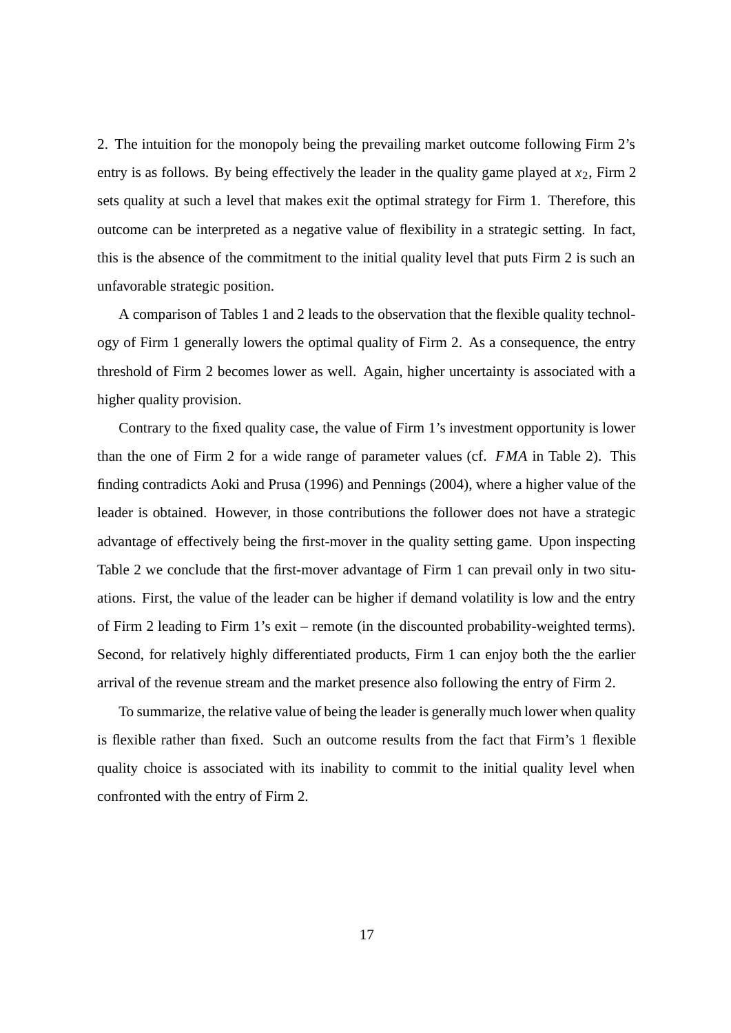2. The intuition for the monopoly being the prevailing market outcome following Firm 2's entry is as follows. By being effectively the leader in the quality game played at $x_2$, Firm 2 sets quality at such a level that makes exit the optimal strategy for Firm 1. Therefore, this outcome can be interpreted as a negative value of flexibility in a strategic setting. In fact, this is the absence of the commitment to the initial quality level that puts Firm 2 is such an unfavorable strategic position.

A comparison of Tables 1 and 2 leads to the observation that the flexible quality technology of Firm 1 generally lowers the optimal quality of Firm 2. As a consequence, the entry threshold of Firm 2 becomes lower as well. Again, higher uncertainty is associated with a higher quality provision.

Contrary to the fixed quality case, the value of Firm 1's investment opportunity is lower than the one of Firm 2 for a wide range of parameter values (cf. $FMA$ in Table 2). This finding contradicts Aoki and Prusa (1996) and Pennings (2004), where a higher value of the leader is obtained. However, in those contributions the follower does not have a strategic advantage of effectively being the first-mover in the quality setting game. Upon inspecting Table 2 we conclude that the first-mover advantage of Firm 1 can prevail only in two situations. First, the value of the leader can be higher if demand volatility is low and the entry of Firm 2 leading to Firm 1's exit – remote (in the discounted probability-weighted terms). Second, for relatively highly differentiated products, Firm 1 can enjoy both the the earlier arrival of the revenue stream and the market presence also following the entry of Firm 2.

To summarize, the relative value of being the leader is generally much lower when quality is flexible rather than fixed. Such an outcome results from the fact that Firm's 1 flexible quality choice is associated with its inability to commit to the initial quality level when confronted with the entry of Firm 2.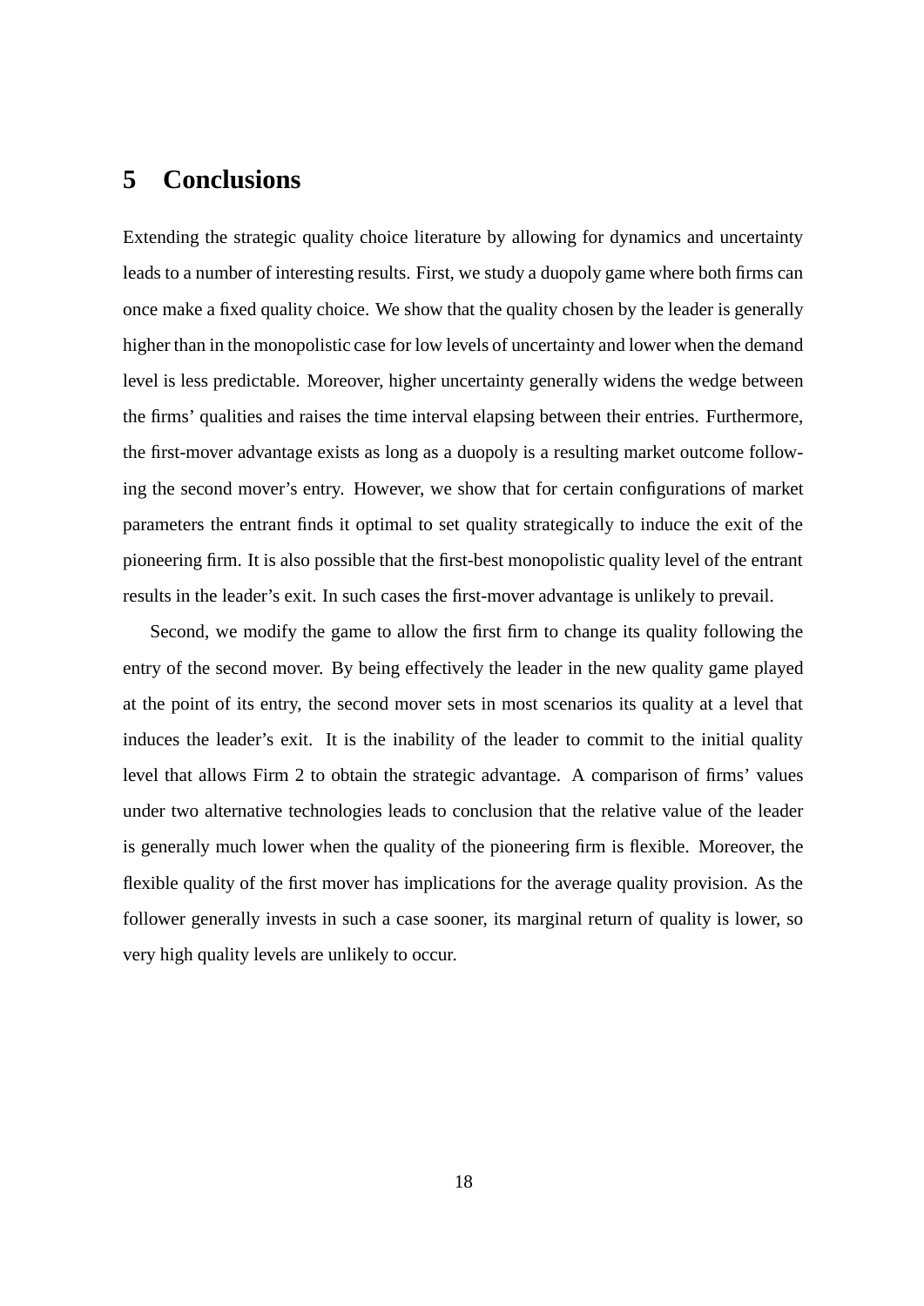## 5 Conclusions

Extending the strategic quality choice literature by allowing for dynamics and uncertainty leads to a number of interesting results. First, we study a duopoly game where both firms can once make a fixed quality choice. We show that the quality chosen by the leader is generally higher than in the monopolistic case for low levels of uncertainty and lower when the demand level is less predictable. Moreover, higher uncertainty generally widens the wedge between the firms' qualities and raises the time interval elapsing between their entries. Furthermore, the first-mover advantage exists as long as a duopoly is a resulting market outcome following the second mover's entry. However, we show that for certain configurations of market parameters the entrant finds it optimal to set quality strategically to induce the exit of the pioneering firm. It is also possible that the first-best monopolistic quality level of the entrant results in the leader's exit. In such cases the first-mover advantage is unlikely to prevail.

Second, we modify the game to allow the first firm to change its quality following the entry of the second mover. By being effectively the leader in the new quality game played at the point of its entry, the second mover sets in most scenarios its quality at a level that induces the leader's exit. It is the inability of the leader to commit to the initial quality level that allows Firm 2 to obtain the strategic advantage. A comparison of firms' values under two alternative technologies leads to conclusion that the relative value of the leader is generally much lower when the quality of the pioneering firm is flexible. Moreover, the flexible quality of the first mover has implications for the average quality provision. As the follower generally invests in such a case sooner, its marginal return of quality is lower, so very high quality levels are unlikely to occur.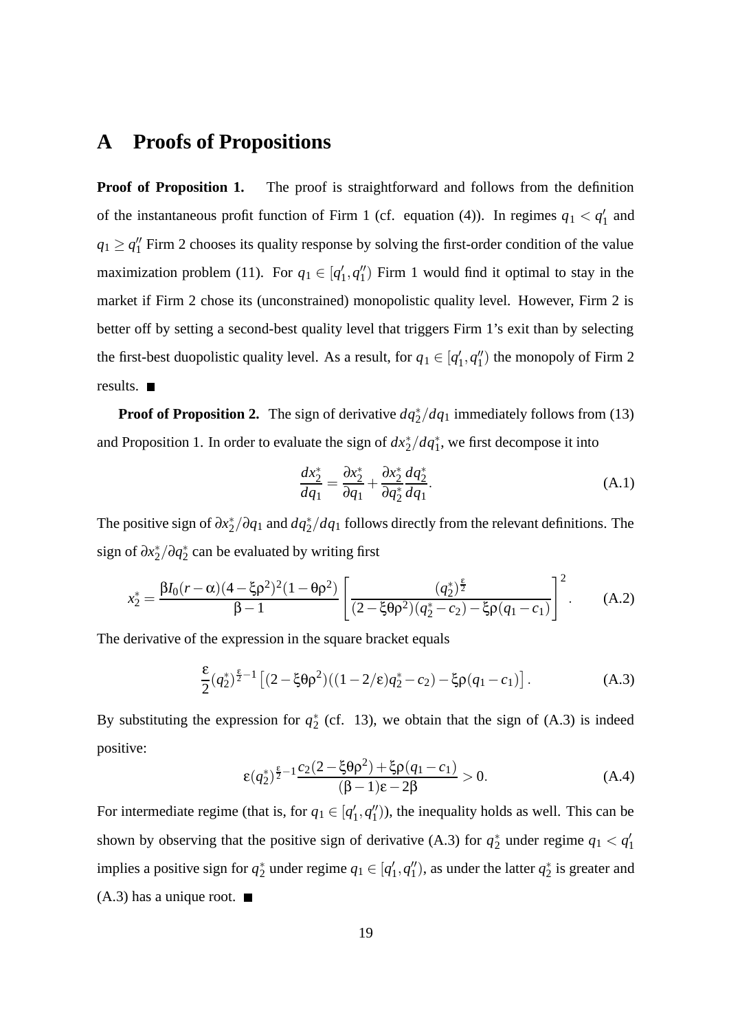# A Proofs of Propositions

**Proof of Proposition 1.** The proof is straightforward and follows from the definition of the instantaneous profit function of Firm 1 (cf. equation (4)). In regimes $q_1 < q_1'$ and $q_1 \geq q_1''$ Firm 2 chooses its quality response by solving the first-order condition of the value maximization problem (11). For $q_1 \in [q_1', q_1'')$ Firm 1 would find it optimal to stay in the market if Firm 2 chose its (unconstrained) monopolistic quality level. However, Firm 2 is better off by setting a second-best quality level that triggers Firm 1's exit than by selecting the first-best duopolistic quality level. As a result, for $q_1 \in [q_1', q_1'')$ the monopoly of Firm 2 results. ■

**Proof of Proposition 2.** The sign of derivative $dq_2^*/dq_1$ immediately follows from (13) and Proposition 1. In order to evaluate the sign of $dx_2^*/dq_1^*$, we first decompose it into

$$\frac{dx_2^*}{dq_1} = \frac{\partial x_2^*}{\partial q_1} + \frac{\partial x_2^*}{\partial q_2^*}\frac{dq_2^*}{dq_1}. \tag{A.1}$$

The positive sign of $\partial x_2^*/\partial q_1$ and $dq_2^*/dq_1$ follows directly from the relevant definitions. The sign of $\partial x_2^*/\partial q_2^*$ can be evaluated by writing first

$$x_2^* = \frac{\beta I_0(r-\alpha)(4-\xi\rho^2)^2(1-\theta\rho^2)}{\beta - 1}\left[\frac{(q_2^*)^{\frac{\varepsilon}{2}}}{(2-\xi\theta\rho^2)(q_2^*-c_2)-\xi\rho(q_1-c_1)}\right]^2. \tag{A.2}$$

The derivative of the expression in the square bracket equals

$$\frac{\varepsilon}{2}(q_2^*)^{\frac{\varepsilon}{2}-1}\left[(2-\xi\theta\rho^2)((1-2/\varepsilon)q_2^*-c_2)-\xi\rho(q_1-c_1)\right]. \tag{A.3}$$

By substituting the expression for $q_2^*$ (cf. 13), we obtain that the sign of (A.3) is indeed positive:

$$\varepsilon(q_2^*)^{\frac{\varepsilon}{2}-1}\frac{c_2(2-\xi\theta\rho^2)+\xi\rho(q_1-c_1)}{(\beta-1)\varepsilon-2\beta} > 0. \tag{A.4}$$

For intermediate regime (that is, for $q_1 \in [q_1', q_1'')$), the inequality holds as well. This can be shown by observing that the positive sign of derivative (A.3) for $q_2^*$ under regime $q_1 < q_1'$ implies a positive sign for $q_2^*$ under regime $q_1 \in [q_1', q_1'')$, as under the latter $q_2^*$ is greater and (A.3) has a unique root. ■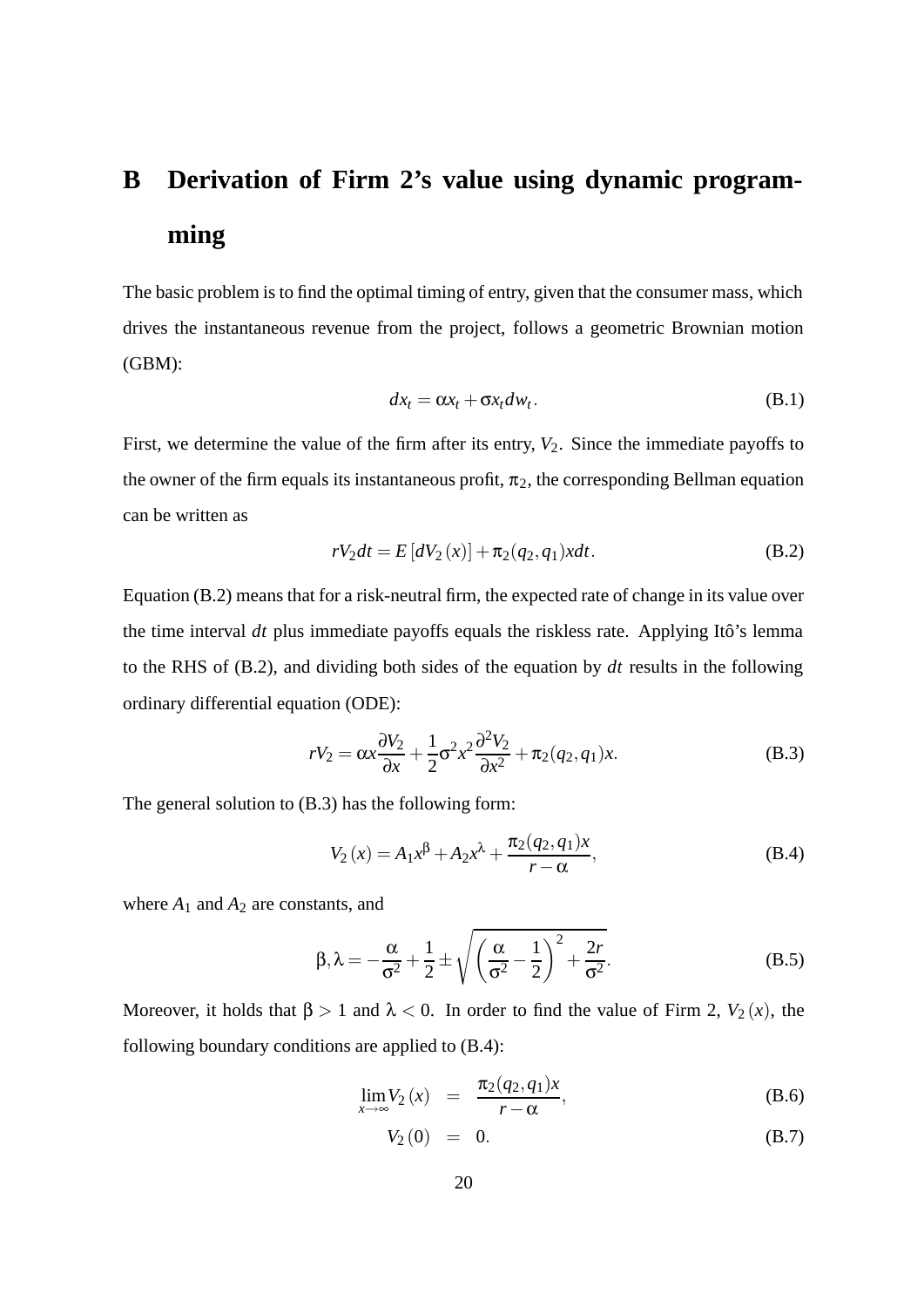# B Derivation of Firm 2's value using dynamic programming

The basic problem is to find the optimal timing of entry, given that the consumer mass, which drives the instantaneous revenue from the project, follows a geometric Brownian motion (GBM):

$$dx_t = \alpha x_t + \sigma x_t dw_t. \tag{B.1}$$

First, we determine the value of the firm after its entry, $V_2$. Since the immediate payoffs to the owner of the firm equals its instantaneous profit, $\pi_2$, the corresponding Bellman equation can be written as

$$rV_2 dt = E\left[dV_2(x)\right] + \pi_2(q_2, q_1)x dt. \tag{B.2}$$

Equation (B.2) means that for a risk-neutral firm, the expected rate of change in its value over the time interval $dt$ plus immediate payoffs equals the riskless rate. Applying Itô's lemma to the RHS of (B.2), and dividing both sides of the equation by $dt$ results in the following ordinary differential equation (ODE):

$$rV_2 = \alpha x \frac{\partial V_2}{\partial x} + \frac{1}{2}\sigma^2 x^2 \frac{\partial^2 V_2}{\partial x^2} + \pi_2(q_2, q_1)x. \tag{B.3}$$

The general solution to (B.3) has the following form:

$$V_2(x) = A_1 x^{\beta} + A_2 x^{\lambda} + \frac{\pi_2(q_2, q_1)x}{r - \alpha}, \tag{B.4}$$

where $A_1$ and $A_2$ are constants, and

$$\beta, \lambda = -\frac{\alpha}{\sigma^2} + \frac{1}{2} \pm \sqrt{\left(\frac{\alpha}{\sigma^2} - \frac{1}{2}\right)^2 + \frac{2r}{\sigma^2}}. \tag{B.5}$$

Moreover, it holds that $\beta > 1$ and $\lambda < 0$. In order to find the value of Firm 2, $V_2(x)$, the following boundary conditions are applied to (B.4):

$$\lim_{x \to \infty} V_2(x) = \frac{\pi_2(q_2, q_1)x}{r - \alpha}, \tag{B.6}$$

$$V_2(0) = 0. \tag{B.7}$$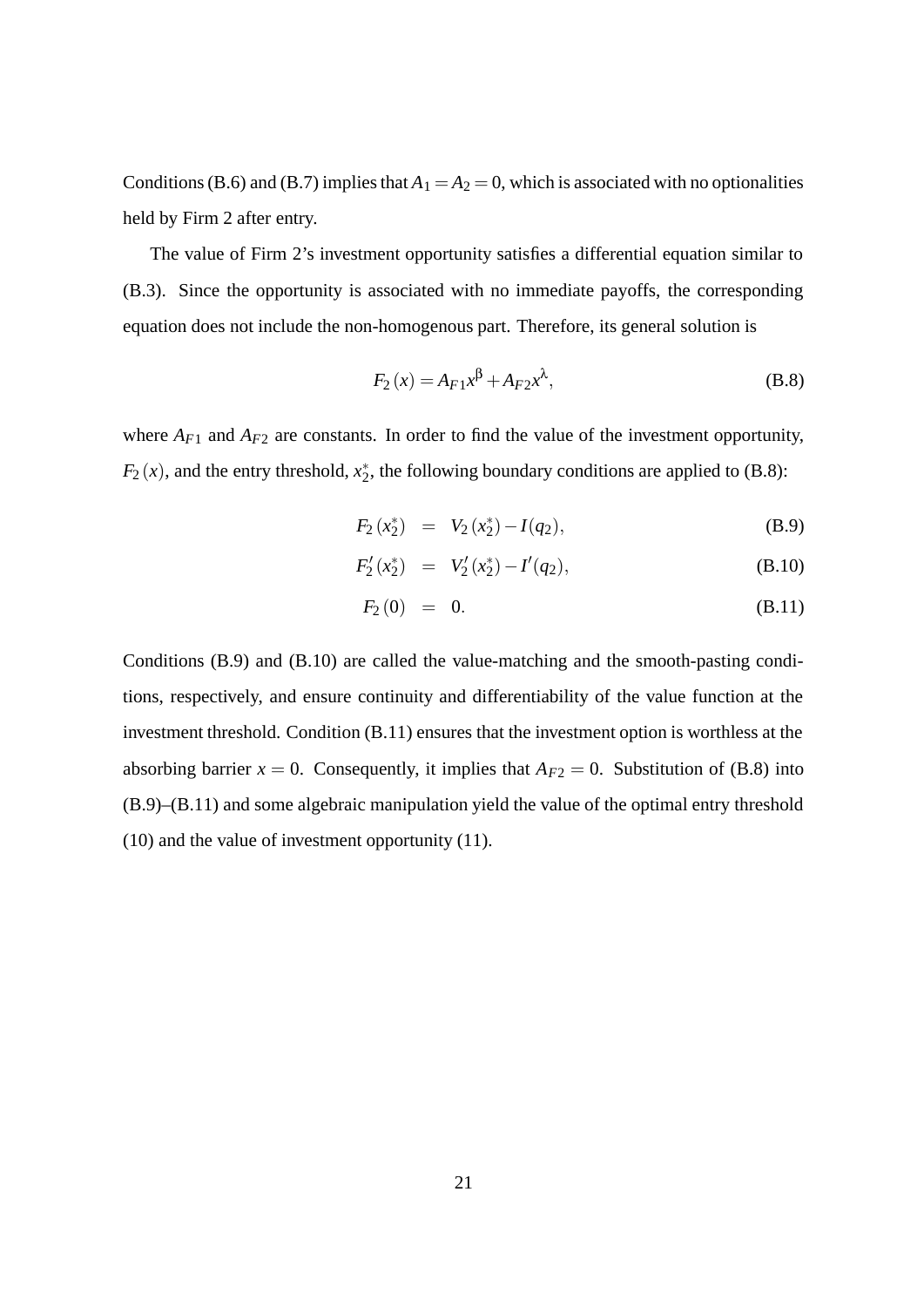Conditions (B.6) and (B.7) implies that $A_1 = A_2 = 0$, which is associated with no optionalities held by Firm 2 after entry.

The value of Firm 2's investment opportunity satisfies a differential equation similar to (B.3). Since the opportunity is associated with no immediate payoffs, the corresponding equation does not include the non-homogenous part. Therefore, its general solution is

$$F_2(x) = A_{F1}x^{\beta} + A_{F2}x^{\lambda}, \tag{B.8}$$

where $A_{F1}$ and $A_{F2}$ are constants. In order to find the value of the investment opportunity, $F_2(x)$, and the entry threshold, $x_2^*$, the following boundary conditions are applied to (B.8):

$$F_2(x_2^*) = V_2(x_2^*) - I(q_2), \tag{B.9}$$

$$F_2'(x_2^*) = V_2'(x_2^*) - I'(q_2), \tag{B.10}$$

$$F_2(0) = 0. \tag{B.11}$$

Conditions (B.9) and (B.10) are called the value-matching and the smooth-pasting conditions, respectively, and ensure continuity and differentiability of the value function at the investment threshold. Condition (B.11) ensures that the investment option is worthless at the absorbing barrier $x = 0$. Consequently, it implies that $A_{F2} = 0$. Substitution of (B.8) into (B.9)–(B.11) and some algebraic manipulation yield the value of the optimal entry threshold (10) and the value of investment opportunity (11).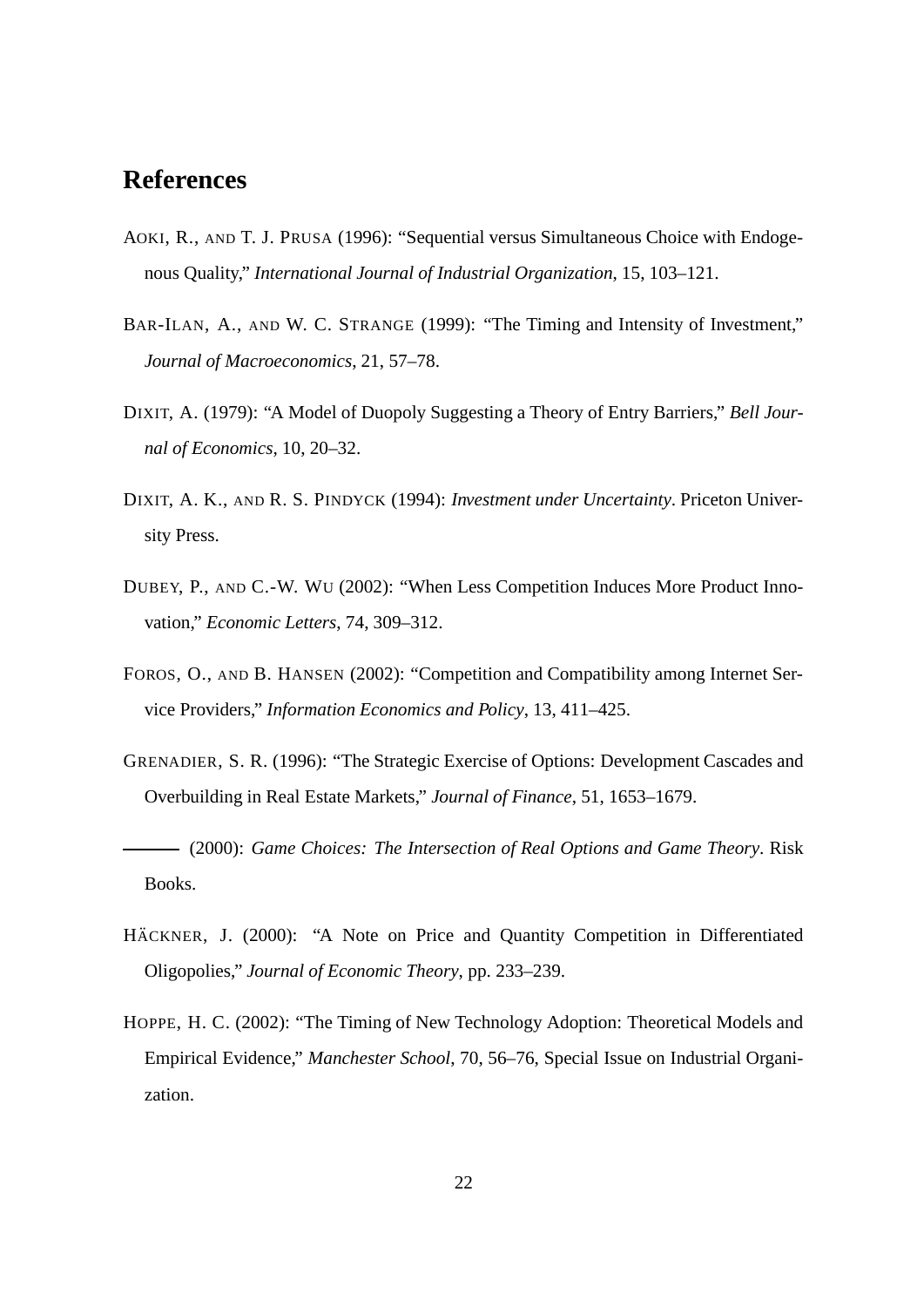## References

AOKI, R., AND T. J. PRUSA (1996): "Sequential versus Simultaneous Choice with Endogenous Quality," *International Journal of Industrial Organization*, 15, 103–121.

BAR-ILAN, A., AND W. C. STRANGE (1999): "The Timing and Intensity of Investment," *Journal of Macroeconomics*, 21, 57–78.

DIXIT, A. (1979): "A Model of Duopoly Suggesting a Theory of Entry Barriers," *Bell Journal of Economics*, 10, 20–32.

DIXIT, A. K., AND R. S. PINDYCK (1994): *Investment under Uncertainty*. Priceton University Press.

DUBEY, P., AND C.-W. WU (2002): "When Less Competition Induces More Product Innovation," *Economic Letters*, 74, 309–312.

FOROS, O., AND B. HANSEN (2002): "Competition and Compatibility among Internet Service Providers," *Information Economics and Policy*, 13, 411–425.

GRENADIER, S. R. (1996): "The Strategic Exercise of Options: Development Cascades and Overbuilding in Real Estate Markets," *Journal of Finance*, 51, 1653–1679.

——— (2000): *Game Choices: The Intersection of Real Options and Game Theory*. Risk Books.

HÄCKNER, J. (2000): "A Note on Price and Quantity Competition in Differentiated Oligopolies," *Journal of Economic Theory*, pp. 233–239.

HOPPE, H. C. (2002): "The Timing of New Technology Adoption: Theoretical Models and Empirical Evidence," *Manchester School*, 70, 56–76, Special Issue on Industrial Organization.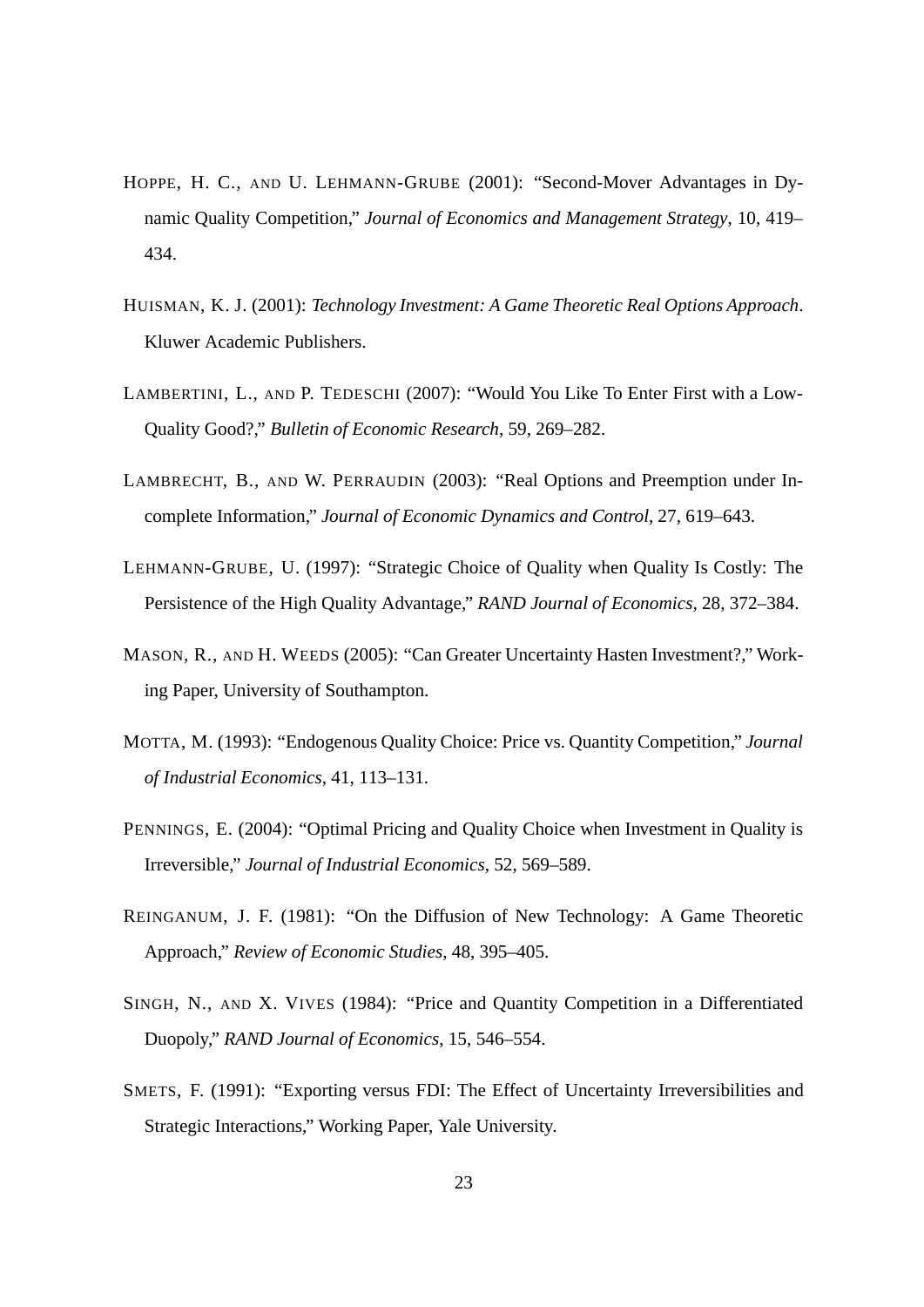HOPPE, H. C., AND U. LEHMANN-GRUBE (2001): "Second-Mover Advantages in Dynamic Quality Competition," *Journal of Economics and Management Strategy*, 10, 419–434.

HUISMAN, K. J. (2001): *Technology Investment: A Game Theoretic Real Options Approach*. Kluwer Academic Publishers.

LAMBERTINI, L., AND P. TEDESCHI (2007): "Would You Like To Enter First with a Low-Quality Good?," *Bulletin of Economic Research*, 59, 269–282.

LAMBRECHT, B., AND W. PERRAUDIN (2003): "Real Options and Preemption under Incomplete Information," *Journal of Economic Dynamics and Control*, 27, 619–643.

LEHMANN-GRUBE, U. (1997): "Strategic Choice of Quality when Quality Is Costly: The Persistence of the High Quality Advantage," *RAND Journal of Economics*, 28, 372–384.

MASON, R., AND H. WEEDS (2005): "Can Greater Uncertainty Hasten Investment?," Working Paper, University of Southampton.

MOTTA, M. (1993): "Endogenous Quality Choice: Price vs. Quantity Competition," *Journal of Industrial Economics*, 41, 113–131.

PENNINGS, E. (2004): "Optimal Pricing and Quality Choice when Investment in Quality is Irreversible," *Journal of Industrial Economics*, 52, 569–589.

REINGANUM, J. F. (1981): "On the Diffusion of New Technology: A Game Theoretic Approach," *Review of Economic Studies*, 48, 395–405.

SINGH, N., AND X. VIVES (1984): "Price and Quantity Competition in a Differentiated Duopoly," *RAND Journal of Economics*, 15, 546–554.

SMETS, F. (1991): "Exporting versus FDI: The Effect of Uncertainty Irreversibilities and Strategic Interactions," Working Paper, Yale University.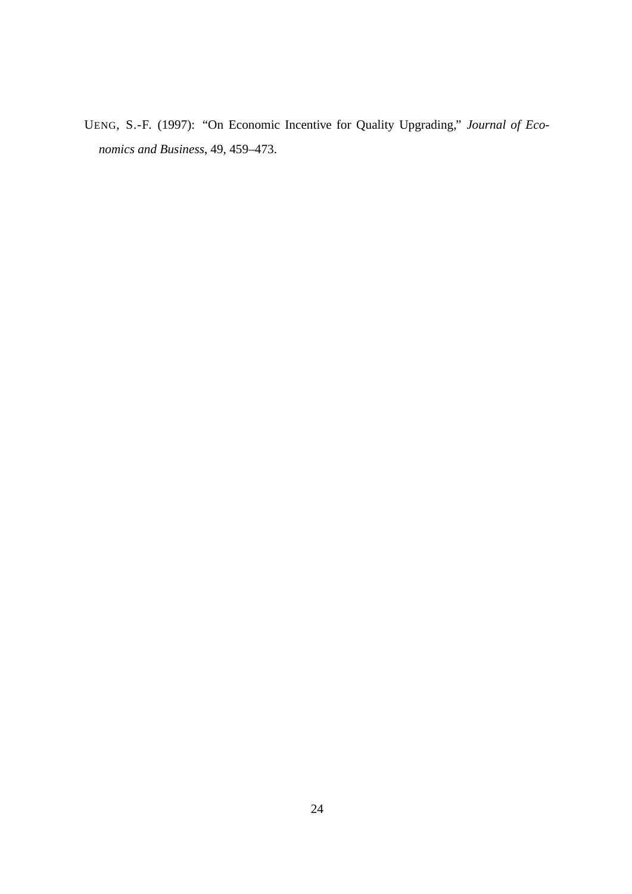UENG, S.-F. (1997): "On Economic Incentive for Quality Upgrading," *Journal of Economics and Business*, 49, 459–473.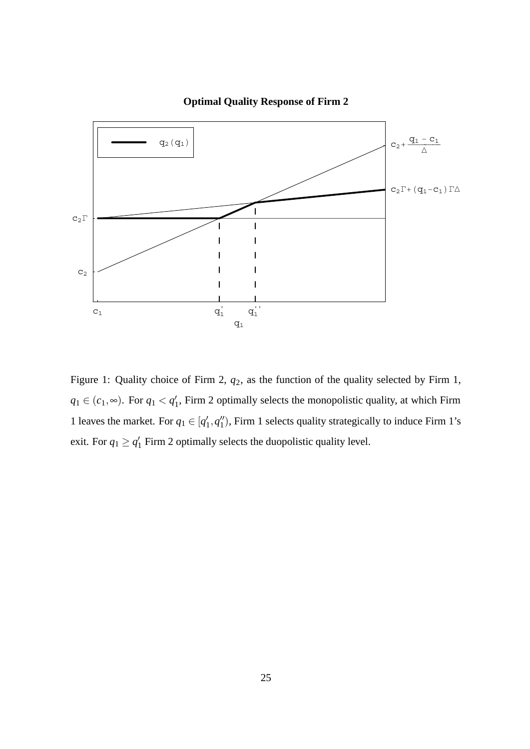**Optimal Quality Response of Firm 2**

Figure 1: Quality choice of Firm 2, $q_2$, as the function of the quality selected by Firm 1, $q_1 \in (c_1, \infty)$. For $q_1 < q_1'$, Firm 2 optimally selects the monopolistic quality, at which Firm 1 leaves the market. For $q_1 \in [q_1', q_1'')$, Firm 1 selects quality strategically to induce Firm 1's exit. For $q_1 \geq q_1'$ Firm 2 optimally selects the duopolistic quality level.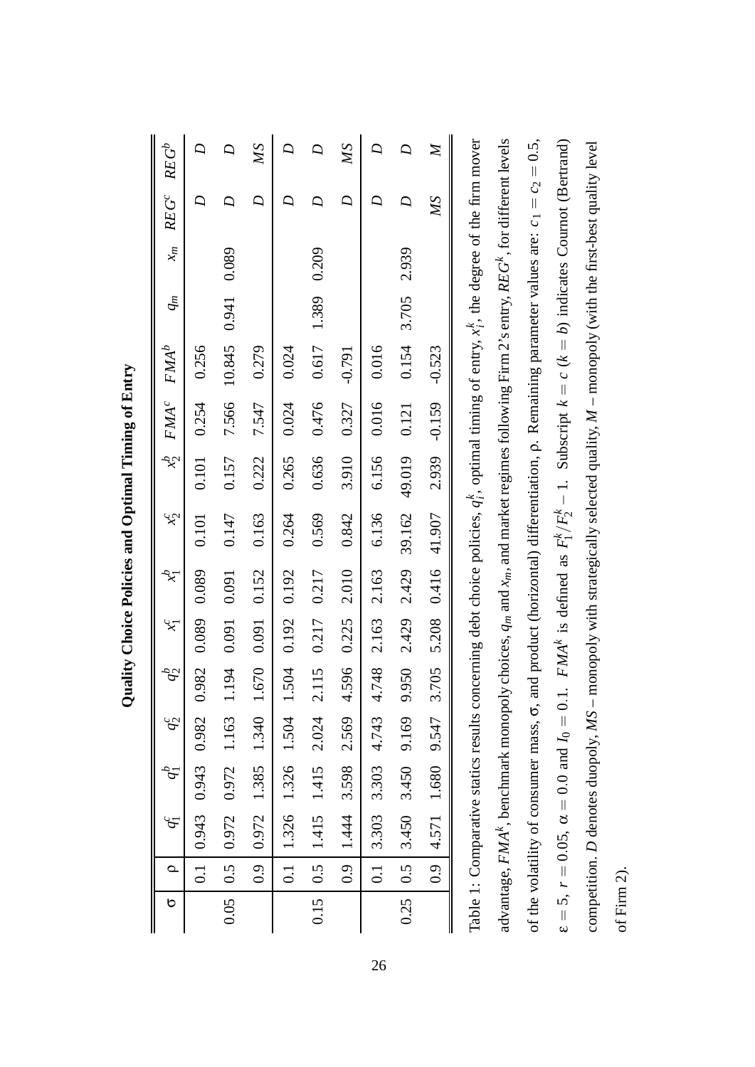**Quality Choice Policies and Optimal Timing of Entry**

| $\sigma$ | $\rho$ | $q_1^c$ | $q_1^b$ | $q_2^c$ | $q_2^b$ | $x_1^c$ | $x_1^b$ | $x_2^c$ | $x_2^b$ | $FMA^c$ | $FMA^b$ | $q_m$ | $x_m$ | $REG^c$ | $REG^b$ |
|---|---|---|---|---|---|---|---|---|---|---|---|---|---|---|---|
| | 0.1 | 0.943 | 0.943 | 0.982 | 0.982 | 0.089 | 0.089 | 0.101 | 0.101 | 0.254 | 0.256 | | | $D$ | $D$ |
| 0.05 | 0.5 | 0.972 | 0.972 | 1.163 | 1.194 | 0.091 | 0.091 | 0.147 | 0.157 | 7.566 | 10.845 | 0.941 | 0.089 | $D$ | $D$ |
| | 0.9 | 0.972 | 1.385 | 1.340 | 1.670 | 0.091 | 0.152 | 0.163 | 0.222 | 7.547 | 0.279 | | | $D$ | $MS$ |
| | 0.1 | 1.326 | 1.326 | 1.504 | 1.504 | 0.192 | 0.192 | 0.264 | 0.265 | 0.024 | 0.024 | | | $D$ | $D$ |
| 0.15 | 0.5 | 1.415 | 1.415 | 2.024 | 2.115 | 0.217 | 0.217 | 0.569 | 0.636 | 0.476 | 0.617 | 1.389 | 0.209 | $D$ | $D$ |
| | 0.9 | 1.444 | 3.598 | 2.569 | 4.596 | 0.225 | 2.010 | 0.842 | 3.910 | 0.327 | -0.791 | | | $D$ | $MS$ |
| | 0.1 | 3.303 | 3.303 | 4.743 | 4.748 | 2.163 | 2.163 | 6.136 | 6.156 | 0.016 | 0.016 | | | $D$ | $D$ |
| 0.25 | 0.5 | 3.450 | 3.450 | 9.169 | 9.950 | 2.429 | 2.429 | 39.162 | 49.019 | 0.121 | 0.154 | 3.705 | 2.939 | $D$ | $D$ |
| | 0.9 | 4.571 | 1.680 | 9.547 | 3.705 | 5.208 | 0.416 | 41.907 | 2.939 | -0.159 | -0.523 | | | $MS$ | $M$ |

Table 1: Comparative statics results concerning debt choice policies, $q_i^k$, optimal timing of entry, $x_i^k$, the degree of the firm mover advantage, $FMA^k$, benchmark monopoly choices, $q_m$ and $x_m$, and market regimes following Firm 2's entry, $REG^k$, for different levels of the volatility of consumer mass, $\sigma$, and product (horizontal) differentiation, $\rho$. Remaining parameter values are: $c_1 = c_2 = 0.5$, $\varepsilon = 5$, $r = 0.05$, $\alpha = 0.0$ and $I_0 = 0.1$. $FMA^k$ is defined as $F_1^k/F_2^k - 1$. Subscript $k = c$ ($k = b$) indicates Cournot (Bertrand) competition. $D$ denotes duopoly, $MS$ – monopoly with strategically selected quality, $M$ – monopoly (with the first-best quality level of Firm 2).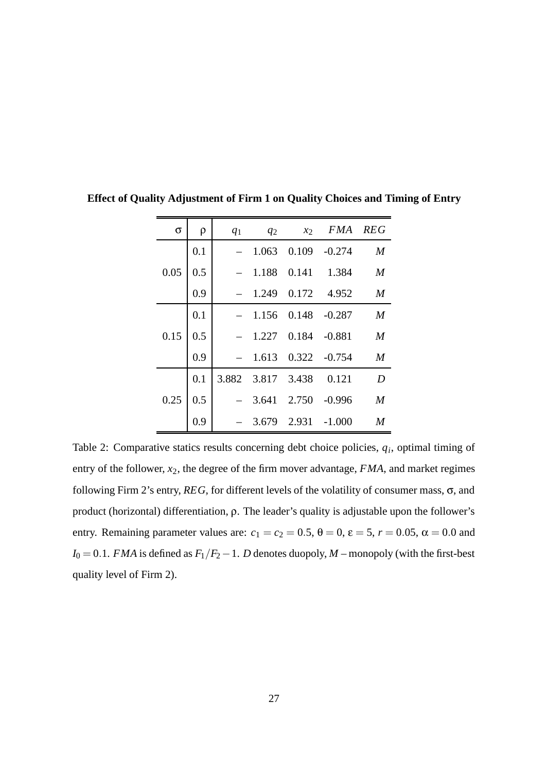**Effect of Quality Adjustment of Firm 1 on Quality Choices and Timing of Entry**

| $\sigma$ | $\rho$ | $q_1$ | $q_2$ | $x_2$ | $FMA$ | $REG$ |
|---|---|---|---|---|---|---|
| 0.05 | 0.1 | – | 1.063 | 0.109 | -0.274 | $M$ |
| | 0.5 | – | 1.188 | 0.141 | 1.384 | $M$ |
| | 0.9 | – | 1.249 | 0.172 | 4.952 | $M$ |
| 0.15 | 0.1 | – | 1.156 | 0.148 | -0.287 | $M$ |
| | 0.5 | – | 1.227 | 0.184 | -0.881 | $M$ |
| | 0.9 | – | 1.613 | 0.322 | -0.754 | $M$ |
| 0.25 | 0.1 | 3.882 | 3.817 | 3.438 | 0.121 | $D$ |
| | 0.5 | – | 3.641 | 2.750 | -0.996 | $M$ |
| | 0.9 | – | 3.679 | 2.931 | -1.000 | $M$ |

Table 2: Comparative statics results concerning debt choice policies, $q_i$, optimal timing of entry of the follower, $x_2$, the degree of the firm mover advantage, $FMA$, and market regimes following Firm 2's entry, $REG$, for different levels of the volatility of consumer mass, $\sigma$, and product (horizontal) differentiation, $\rho$. The leader's quality is adjustable upon the follower's entry. Remaining parameter values are: $c_1 = c_2 = 0.5$, $\theta = 0$, $\varepsilon = 5$, $r = 0.05$, $\alpha = 0.0$ and $I_0 = 0.1$. $FMA$ is defined as $F_1/F_2 - 1$. $D$ denotes duopoly, $M$ – monopoly (with the first-best quality level of Firm 2).